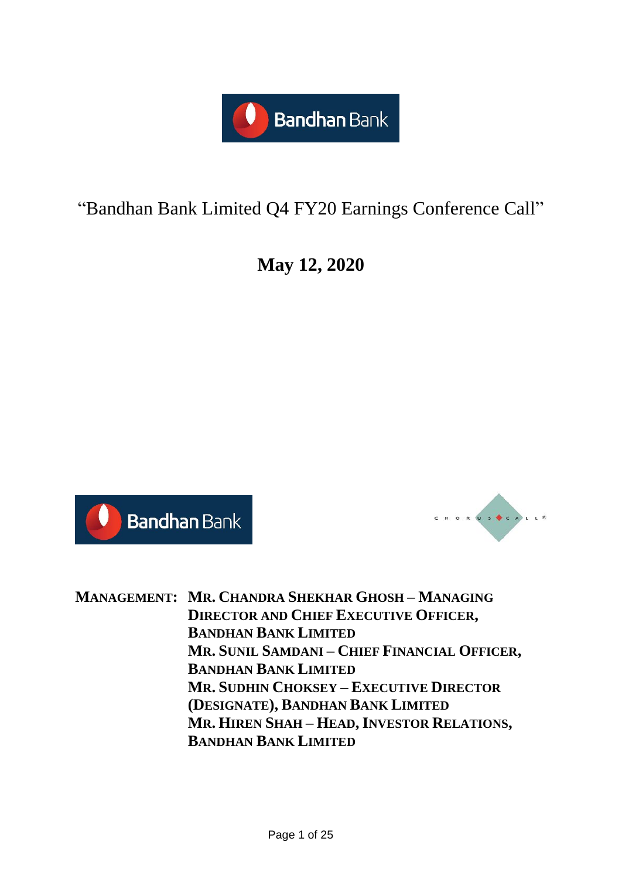# "Bandhan Bank Limited Q4 FY20 Earnings Conference Call"

## May 12, 2020

**MANAGEMENT:** **MR. CHANDRA SHEKHAR GHOSH – MANAGING DIRECTOR AND CHIEF EXECUTIVE OFFICER, BANDHAN BANK LIMITED**
**MR. SUNIL SAMDANI – CHIEF FINANCIAL OFFICER, BANDHAN BANK LIMITED**
**MR. SUDHIN CHOKSEY – EXECUTIVE DIRECTOR (DESIGNATE), BANDHAN BANK LIMITED**
**MR. HIREN SHAH – HEAD, INVESTOR RELATIONS, BANDHAN BANK LIMITED**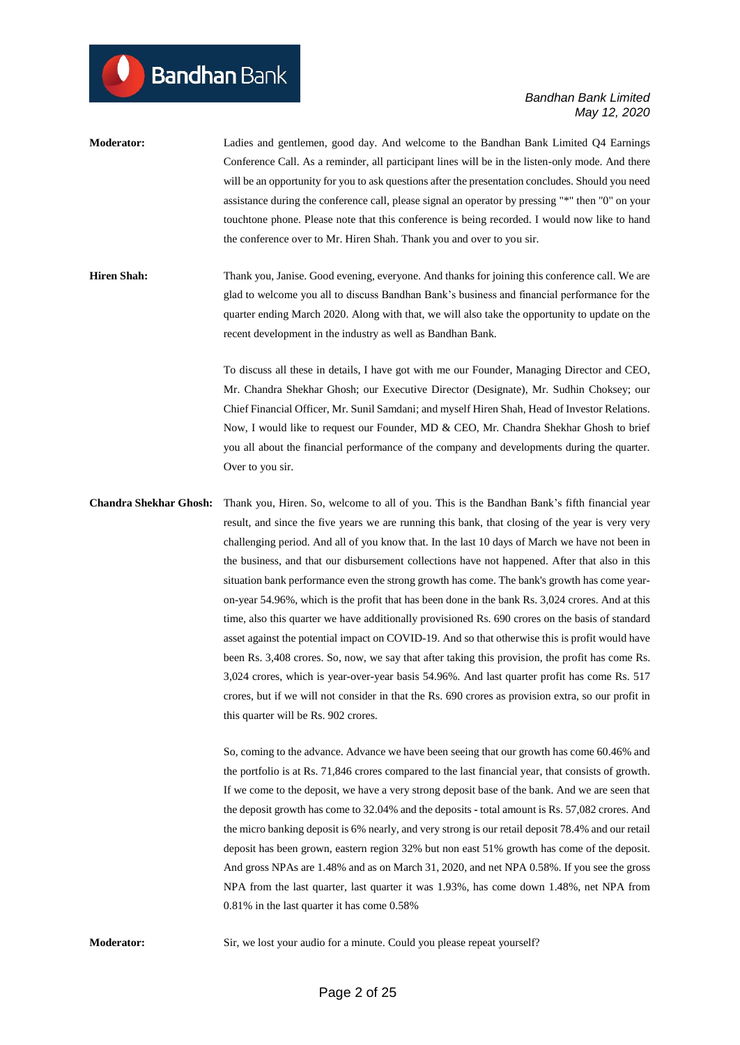**Moderator:** Ladies and gentlemen, good day. And welcome to the Bandhan Bank Limited Q4 Earnings Conference Call. As a reminder, all participant lines will be in the listen-only mode. And there will be an opportunity for you to ask questions after the presentation concludes. Should you need assistance during the conference call, please signal an operator by pressing "*" then "0" on your touchtone phone. Please note that this conference is being recorded. I would now like to hand the conference over to Mr. Hiren Shah. Thank you and over to you sir.

**Hiren Shah:** Thank you, Janise. Good evening, everyone. And thanks for joining this conference call. We are glad to welcome you all to discuss Bandhan Bank's business and financial performance for the quarter ending March 2020. Along with that, we will also take the opportunity to update on the recent development in the industry as well as Bandhan Bank.

To discuss all these in details, I have got with me our Founder, Managing Director and CEO, Mr. Chandra Shekhar Ghosh; our Executive Director (Designate), Mr. Sudhin Choksey; our Chief Financial Officer, Mr. Sunil Samdani; and myself Hiren Shah, Head of Investor Relations. Now, I would like to request our Founder, MD & CEO, Mr. Chandra Shekhar Ghosh to brief you all about the financial performance of the company and developments during the quarter. Over to you sir.

**Chandra Shekhar Ghosh:** Thank you, Hiren. So, welcome to all of you. This is the Bandhan Bank's fifth financial year result, and since the five years we are running this bank, that closing of the year is very very challenging period. And all of you know that. In the last 10 days of March we have not been in the business, and that our disbursement collections have not happened. After that also in this situation bank performance even the strong growth has come. The bank's growth has come year-on-year 54.96%, which is the profit that has been done in the bank Rs. 3,024 crores. And at this time, also this quarter we have additionally provisioned Rs. 690 crores on the basis of standard asset against the potential impact on COVID-19. And so that otherwise this is profit would have been Rs. 3,408 crores. So, now, we say that after taking this provision, the profit has come Rs. 3,024 crores, which is year-over-year basis 54.96%. And last quarter profit has come Rs. 517 crores, but if we will not consider in that the Rs. 690 crores as provision extra, so our profit in this quarter will be Rs. 902 crores.

So, coming to the advance. Advance we have been seeing that our growth has come 60.46% and the portfolio is at Rs. 71,846 crores compared to the last financial year, that consists of growth. If we come to the deposit, we have a very strong deposit base of the bank. And we are seen that the deposit growth has come to 32.04% and the deposits - total amount is Rs. 57,082 crores. And the micro banking deposit is 6% nearly, and very strong is our retail deposit 78.4% and our retail deposit has been grown, eastern region 32% but non east 51% growth has come of the deposit. And gross NPAs are 1.48% and as on March 31, 2020, and net NPA 0.58%. If you see the gross NPA from the last quarter, last quarter it was 1.93%, has come down 1.48%, net NPA from 0.81% in the last quarter it has come 0.58%

**Moderator:** Sir, we lost your audio for a minute. Could you please repeat yourself?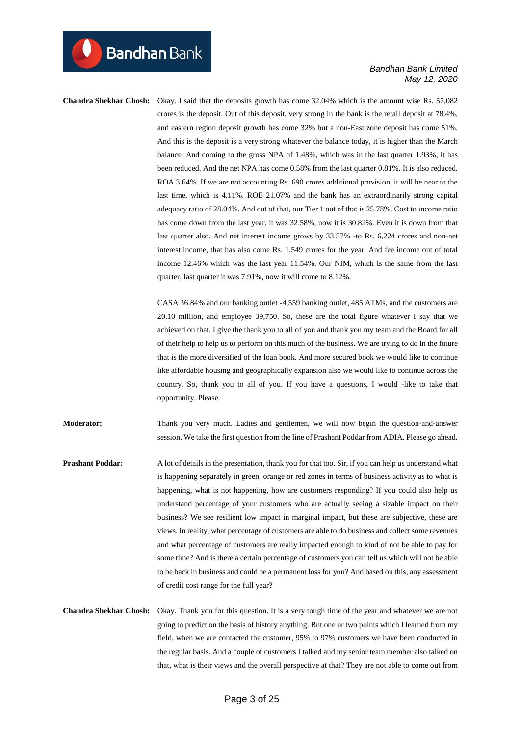**Chandra Shekhar Ghosh:** Okay. I said that the deposits growth has come 32.04% which is the amount wise Rs. 57,082 crores is the deposit. Out of this deposit, very strong in the bank is the retail deposit at 78.4%, and eastern region deposit growth has come 32% but a non-East zone deposit has come 51%. And this is the deposit is a very strong whatever the balance today, it is higher than the March balance. And coming to the gross NPA of 1.48%, which was in the last quarter 1.93%, it has been reduced. And the net NPA has come 0.58% from the last quarter 0.81%. It is also reduced. ROA 3.64%. If we are not accounting Rs. 690 crores additional provision, it will be near to the last time, which is 4.11%. ROE 21.07% and the bank has an extraordinarily strong capital adequacy ratio of 28.04%. And out of that, our Tier 1 out of that is 25.78%. Cost to income ratio has come down from the last year, it was 32.58%, now it is 30.82%. Even it is down from that last quarter also. And net interest income grows by 33.57% -to Rs. 6,224 crores and non-net interest income, that has also come Rs. 1,549 crores for the year. And fee income out of total income 12.46% which was the last year 11.54%. Our NIM, which is the same from the last quarter, last quarter it was 7.91%, now it will come to 8.12%.

CASA 36.84% and our banking outlet -4,559 banking outlet, 485 ATMs, and the customers are 20.10 million, and employee 39,750. So, these are the total figure whatever I say that we achieved on that. I give the thank you to all of you and thank you my team and the Board for all of their help to help us to perform on this much of the business. We are trying to do in the future that is the more diversified of the loan book. And more secured book we would like to continue like affordable housing and geographically expansion also we would like to continue across the country. So, thank you to all of you. If you have a questions, I would -like to take that opportunity. Please.

**Moderator:** Thank you very much. Ladies and gentlemen, we will now begin the question-and-answer session. We take the first question from the line of Prashant Poddar from ADIA. Please go ahead.

**Prashant Poddar:** A lot of details in the presentation, thank you for that too. Sir, if you can help us understand what is happening separately in green, orange or red zones in terms of business activity as to what is happening, what is not happening, how are customers responding? If you could also help us understand percentage of your customers who are actually seeing a sizable impact on their business? We see resilient low impact in marginal impact, but these are subjective, these are views. In reality, what percentage of customers are able to do business and collect some revenues and what percentage of customers are really impacted enough to kind of not be able to pay for some time? And is there a certain percentage of customers you can tell us which will not be able to be back in business and could be a permanent loss for you? And based on this, any assessment of credit cost range for the full year?

**Chandra Shekhar Ghosh:** Okay. Thank you for this question. It is a very tough time of the year and whatever we are not going to predict on the basis of history anything. But one or two points which I learned from my field, when we are contacted the customer, 95% to 97% customers we have been conducted in the regular basis. And a couple of customers I talked and my senior team member also talked on that, what is their views and the overall perspective at that? They are not able to come out from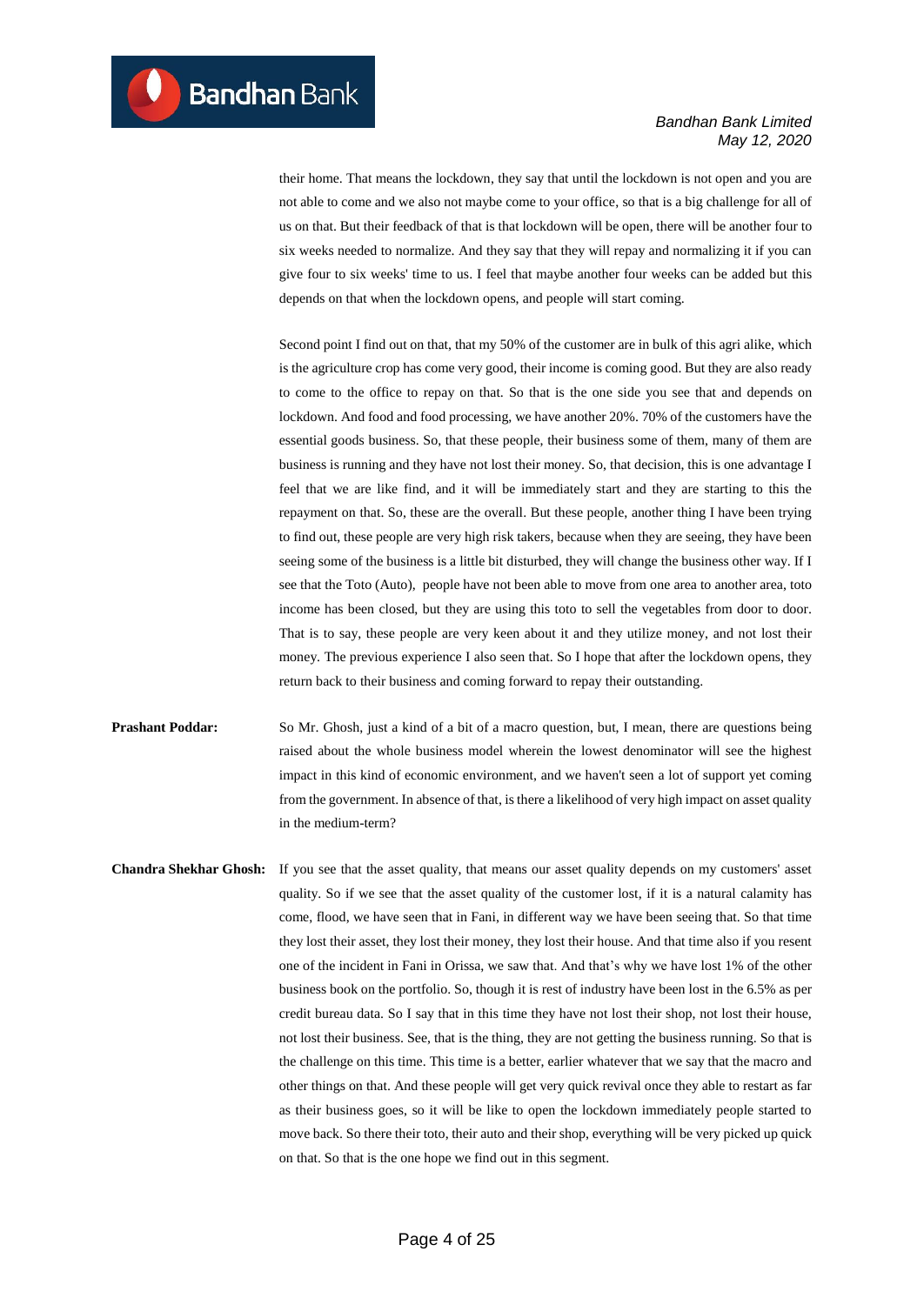their home. That means the lockdown, they say that until the lockdown is not open and you are not able to come and we also not maybe come to your office, so that is a big challenge for all of us on that. But their feedback of that is that lockdown will be open, there will be another four to six weeks needed to normalize. And they say that they will repay and normalizing it if you can give four to six weeks' time to us. I feel that maybe another four weeks can be added but this depends on that when the lockdown opens, and people will start coming.

Second point I find out on that, that my 50% of the customer are in bulk of this agri alike, which is the agriculture crop has come very good, their income is coming good. But they are also ready to come to the office to repay on that. So that is the one side you see that and depends on lockdown. And food and food processing, we have another 20%. 70% of the customers have the essential goods business. So, that these people, their business some of them, many of them are business is running and they have not lost their money. So, that decision, this is one advantage I feel that we are like find, and it will be immediately start and they are starting to this the repayment on that. So, these are the overall. But these people, another thing I have been trying to find out, these people are very high risk takers, because when they are seeing, they have been seeing some of the business is a little bit disturbed, they will change the business other way. If I see that the Toto (Auto), people have not been able to move from one area to another area, toto income has been closed, but they are using this toto to sell the vegetables from door to door. That is to say, these people are very keen about it and they utilize money, and not lost their money. The previous experience I also seen that. So I hope that after the lockdown opens, they return back to their business and coming forward to repay their outstanding.

**Prashant Poddar:** So Mr. Ghosh, just a kind of a bit of a macro question, but, I mean, there are questions being raised about the whole business model wherein the lowest denominator will see the highest impact in this kind of economic environment, and we haven't seen a lot of support yet coming from the government. In absence of that, is there a likelihood of very high impact on asset quality in the medium-term?

**Chandra Shekhar Ghosh:** If you see that the asset quality, that means our asset quality depends on my customers' asset quality. So if we see that the asset quality of the customer lost, if it is a natural calamity has come, flood, we have seen that in Fani, in different way we have been seeing that. So that time they lost their asset, they lost their money, they lost their house. And that time also if you resent one of the incident in Fani in Orissa, we saw that. And that's why we have lost 1% of the other business book on the portfolio. So, though it is rest of industry have been lost in the 6.5% as per credit bureau data. So I say that in this time they have not lost their shop, not lost their house, not lost their business. See, that is the thing, they are not getting the business running. So that is the challenge on this time. This time is a better, earlier whatever that we say that the macro and other things on that. And these people will get very quick revival once they able to restart as far as their business goes, so it will be like to open the lockdown immediately people started to move back. So there their toto, their auto and their shop, everything will be very picked up quick on that. So that is the one hope we find out in this segment.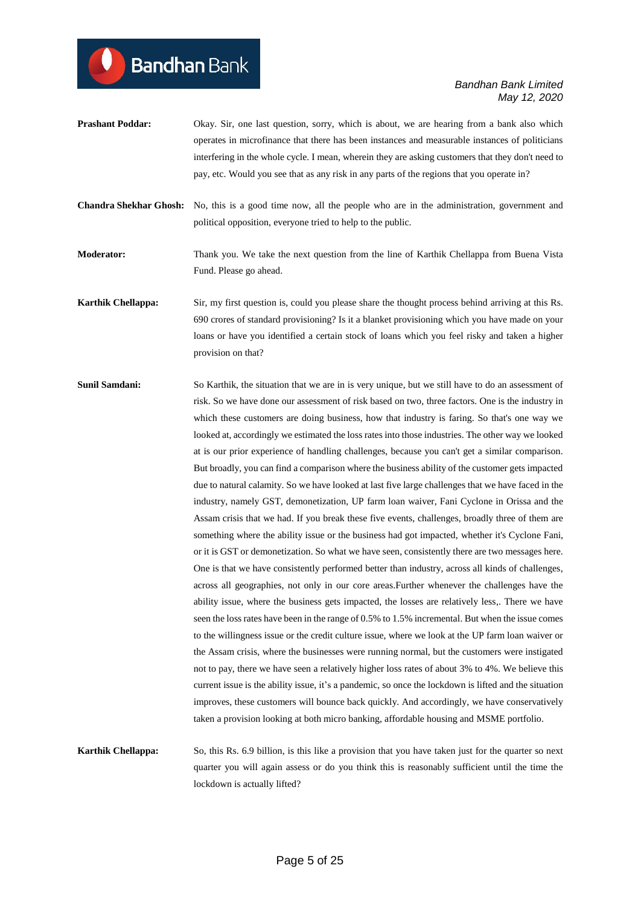**Prashant Poddar:** Okay. Sir, one last question, sorry, which is about, we are hearing from a bank also which operates in microfinance that there has been instances and measurable instances of politicians interfering in the whole cycle. I mean, wherein they are asking customers that they don't need to pay, etc. Would you see that as any risk in any parts of the regions that you operate in?

**Chandra Shekhar Ghosh:** No, this is a good time now, all the people who are in the administration, government and political opposition, everyone tried to help to the public.

**Moderator:** Thank you. We take the next question from the line of Karthik Chellappa from Buena Vista Fund. Please go ahead.

**Karthik Chellappa:** Sir, my first question is, could you please share the thought process behind arriving at this Rs. 690 crores of standard provisioning? Is it a blanket provisioning which you have made on your loans or have you identified a certain stock of loans which you feel risky and taken a higher provision on that?

**Sunil Samdani:** So Karthik, the situation that we are in is very unique, but we still have to do an assessment of risk. So we have done our assessment of risk based on two, three factors. One is the industry in which these customers are doing business, how that industry is faring. So that's one way we looked at, accordingly we estimated the loss rates into those industries. The other way we looked at is our prior experience of handling challenges, because you can't get a similar comparison. But broadly, you can find a comparison where the business ability of the customer gets impacted due to natural calamity. So we have looked at last five large challenges that we have faced in the industry, namely GST, demonetization, UP farm loan waiver, Fani Cyclone in Orissa and the Assam crisis that we had. If you break these five events, challenges, broadly three of them are something where the ability issue or the business had got impacted, whether it's Cyclone Fani, or it is GST or demonetization. So what we have seen, consistently there are two messages here. One is that we have consistently performed better than industry, across all kinds of challenges, across all geographies, not only in our core areas.Further whenever the challenges have the ability issue, where the business gets impacted, the losses are relatively less,. There we have seen the loss rates have been in the range of 0.5% to 1.5% incremental. But when the issue comes to the willingness issue or the credit culture issue, where we look at the UP farm loan waiver or the Assam crisis, where the businesses were running normal, but the customers were instigated not to pay, there we have seen a relatively higher loss rates of about 3% to 4%. We believe this current issue is the ability issue, it's a pandemic, so once the lockdown is lifted and the situation improves, these customers will bounce back quickly. And accordingly, we have conservatively taken a provision looking at both micro banking, affordable housing and MSME portfolio.

**Karthik Chellappa:** So, this Rs. 6.9 billion, is this like a provision that you have taken just for the quarter so next quarter you will again assess or do you think this is reasonably sufficient until the time the lockdown is actually lifted?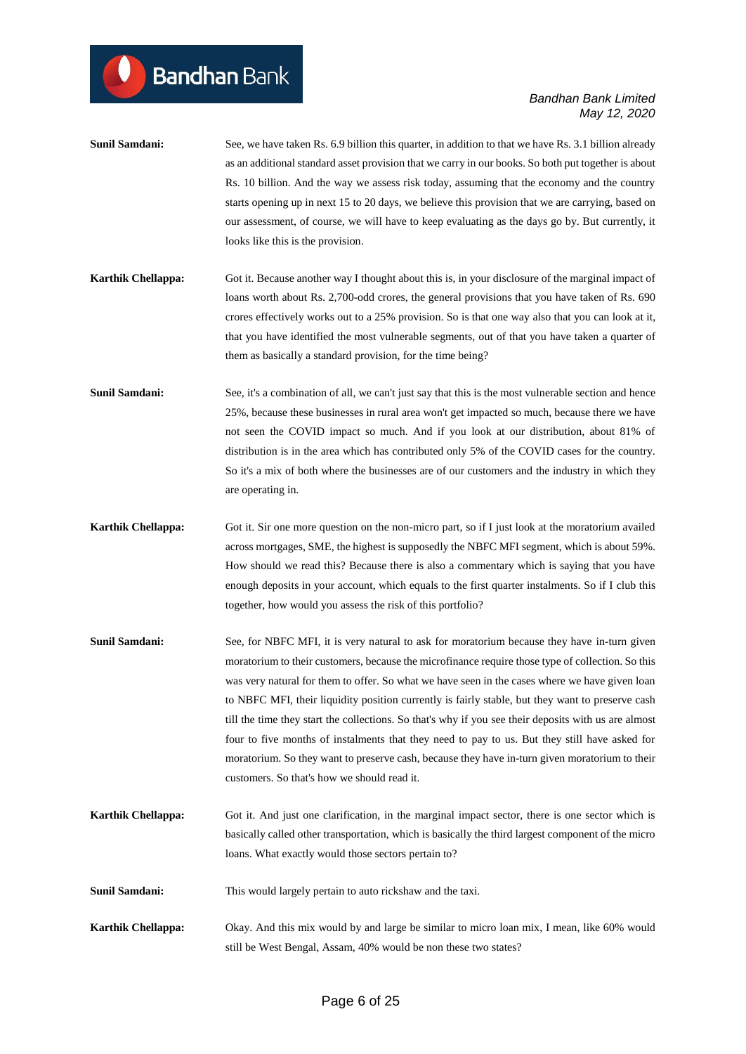**Sunil Samdani:** See, we have taken Rs. 6.9 billion this quarter, in addition to that we have Rs. 3.1 billion already as an additional standard asset provision that we carry in our books. So both put together is about Rs. 10 billion. And the way we assess risk today, assuming that the economy and the country starts opening up in next 15 to 20 days, we believe this provision that we are carrying, based on our assessment, of course, we will have to keep evaluating as the days go by. But currently, it looks like this is the provision.

**Karthik Chellappa:** Got it. Because another way I thought about this is, in your disclosure of the marginal impact of loans worth about Rs. 2,700-odd crores, the general provisions that you have taken of Rs. 690 crores effectively works out to a 25% provision. So is that one way also that you can look at it, that you have identified the most vulnerable segments, out of that you have taken a quarter of them as basically a standard provision, for the time being?

**Sunil Samdani:** See, it's a combination of all, we can't just say that this is the most vulnerable section and hence 25%, because these businesses in rural area won't get impacted so much, because there we have not seen the COVID impact so much. And if you look at our distribution, about 81% of distribution is in the area which has contributed only 5% of the COVID cases for the country. So it's a mix of both where the businesses are of our customers and the industry in which they are operating in.

**Karthik Chellappa:** Got it. Sir one more question on the non-micro part, so if I just look at the moratorium availed across mortgages, SME, the highest is supposedly the NBFC MFI segment, which is about 59%. How should we read this? Because there is also a commentary which is saying that you have enough deposits in your account, which equals to the first quarter instalments. So if I club this together, how would you assess the risk of this portfolio?

**Sunil Samdani:** See, for NBFC MFI, it is very natural to ask for moratorium because they have in-turn given moratorium to their customers, because the microfinance require those type of collection. So this was very natural for them to offer. So what we have seen in the cases where we have given loan to NBFC MFI, their liquidity position currently is fairly stable, but they want to preserve cash till the time they start the collections. So that's why if you see their deposits with us are almost four to five months of instalments that they need to pay to us. But they still have asked for moratorium. So they want to preserve cash, because they have in-turn given moratorium to their customers. So that's how we should read it.

**Karthik Chellappa:** Got it. And just one clarification, in the marginal impact sector, there is one sector which is basically called other transportation, which is basically the third largest component of the micro loans. What exactly would those sectors pertain to?

**Sunil Samdani:** This would largely pertain to auto rickshaw and the taxi.

**Karthik Chellappa:** Okay. And this mix would by and large be similar to micro loan mix, I mean, like 60% would still be West Bengal, Assam, 40% would be non these two states?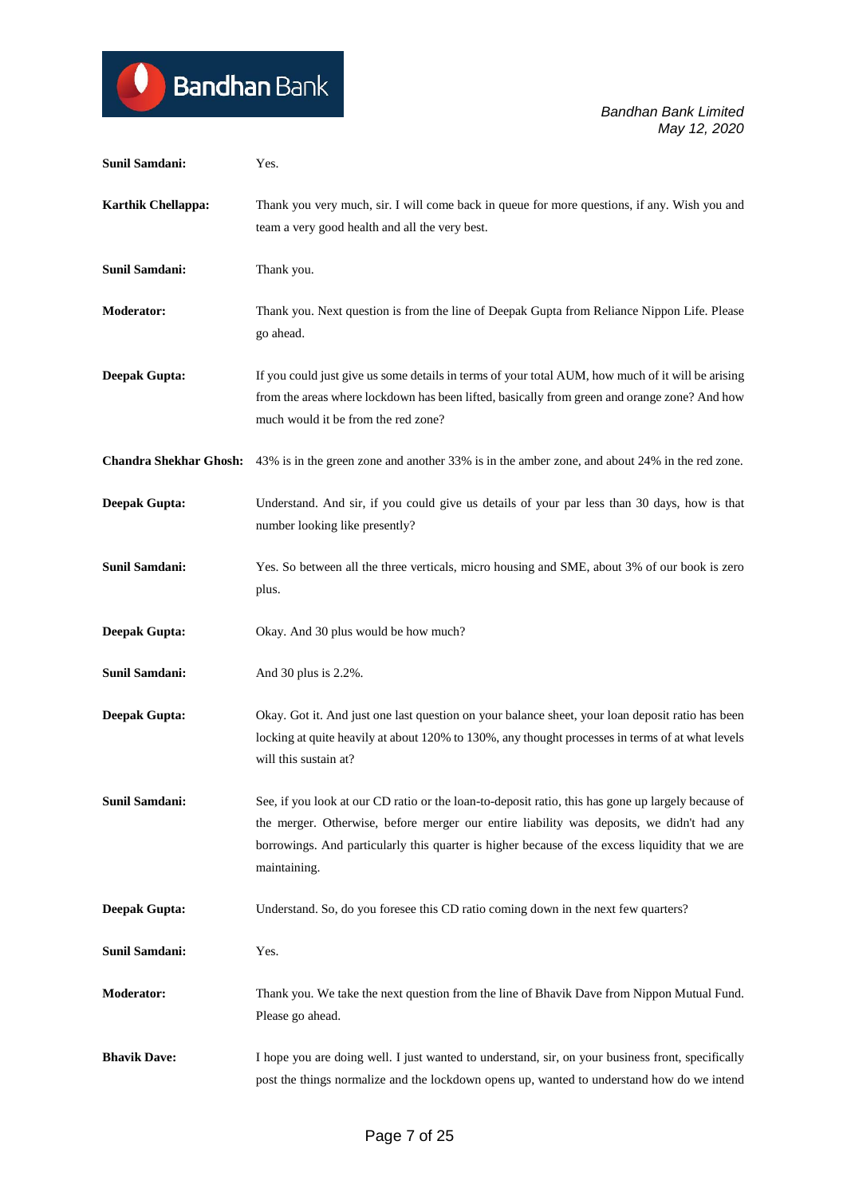**Sunil Samdani:** Yes.

**Karthik Chellappa:** Thank you very much, sir. I will come back in queue for more questions, if any. Wish you and team a very good health and all the very best.

**Sunil Samdani:** Thank you.

**Moderator:** Thank you. Next question is from the line of Deepak Gupta from Reliance Nippon Life. Please go ahead.

**Deepak Gupta:** If you could just give us some details in terms of your total AUM, how much of it will be arising from the areas where lockdown has been lifted, basically from green and orange zone? And how much would it be from the red zone?

**Chandra Shekhar Ghosh:** 43% is in the green zone and another 33% is in the amber zone, and about 24% in the red zone.

**Deepak Gupta:** Understand. And sir, if you could give us details of your par less than 30 days, how is that number looking like presently?

**Sunil Samdani:** Yes. So between all the three verticals, micro housing and SME, about 3% of our book is zero plus.

**Deepak Gupta:** Okay. And 30 plus would be how much?

**Sunil Samdani:** And 30 plus is 2.2%.

**Deepak Gupta:** Okay. Got it. And just one last question on your balance sheet, your loan deposit ratio has been locking at quite heavily at about 120% to 130%, any thought processes in terms of at what levels will this sustain at?

**Sunil Samdani:** See, if you look at our CD ratio or the loan-to-deposit ratio, this has gone up largely because of the merger. Otherwise, before merger our entire liability was deposits, we didn't had any borrowings. And particularly this quarter is higher because of the excess liquidity that we are maintaining.

**Deepak Gupta:** Understand. So, do you foresee this CD ratio coming down in the next few quarters?

**Sunil Samdani:** Yes.

**Moderator:** Thank you. We take the next question from the line of Bhavik Dave from Nippon Mutual Fund. Please go ahead.

**Bhavik Dave:** I hope you are doing well. I just wanted to understand, sir, on your business front, specifically post the things normalize and the lockdown opens up, wanted to understand how do we intend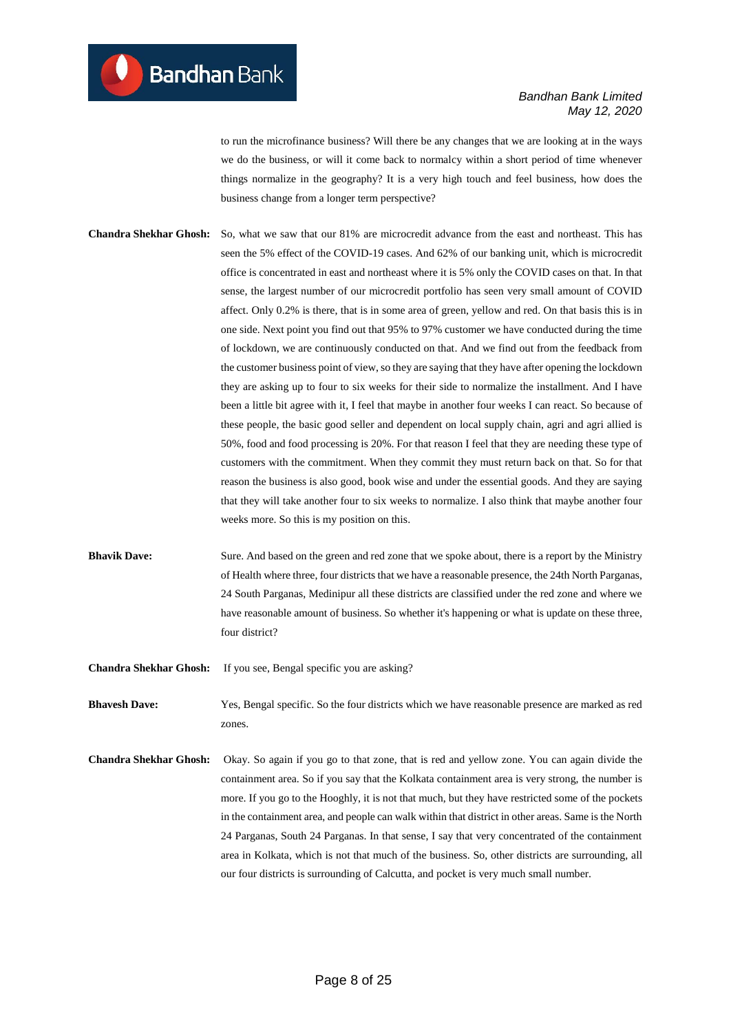to run the microfinance business? Will there be any changes that we are looking at in the ways we do the business, or will it come back to normalcy within a short period of time whenever things normalize in the geography? It is a very high touch and feel business, how does the business change from a longer term perspective?

**Chandra Shekhar Ghosh:** So, what we saw that our 81% are microcredit advance from the east and northeast. This has seen the 5% effect of the COVID-19 cases. And 62% of our banking unit, which is microcredit office is concentrated in east and northeast where it is 5% only the COVID cases on that. In that sense, the largest number of our microcredit portfolio has seen very small amount of COVID affect. Only 0.2% is there, that is in some area of green, yellow and red. On that basis this is in one side. Next point you find out that 95% to 97% customer we have conducted during the time of lockdown, we are continuously conducted on that. And we find out from the feedback from the customer business point of view, so they are saying that they have after opening the lockdown they are asking up to four to six weeks for their side to normalize the installment. And I have been a little bit agree with it, I feel that maybe in another four weeks I can react. So because of these people, the basic good seller and dependent on local supply chain, agri and agri allied is 50%, food and food processing is 20%. For that reason I feel that they are needing these type of customers with the commitment. When they commit they must return back on that. So for that reason the business is also good, book wise and under the essential goods. And they are saying that they will take another four to six weeks to normalize. I also think that maybe another four weeks more. So this is my position on this.

**Bhavik Dave:** Sure. And based on the green and red zone that we spoke about, there is a report by the Ministry of Health where three, four districts that we have a reasonable presence, the 24th North Parganas, 24 South Parganas, Medinipur all these districts are classified under the red zone and where we have reasonable amount of business. So whether it's happening or what is update on these three, four district?

**Chandra Shekhar Ghosh:** If you see, Bengal specific you are asking?

**Bhavesh Dave:** Yes, Bengal specific. So the four districts which we have reasonable presence are marked as red zones.

**Chandra Shekhar Ghosh:** Okay. So again if you go to that zone, that is red and yellow zone. You can again divide the containment area. So if you say that the Kolkata containment area is very strong, the number is more. If you go to the Hooghly, it is not that much, but they have restricted some of the pockets in the containment area, and people can walk within that district in other areas. Same is the North 24 Parganas, South 24 Parganas. In that sense, I say that very concentrated of the containment area in Kolkata, which is not that much of the business. So, other districts are surrounding, all our four districts is surrounding of Calcutta, and pocket is very much small number.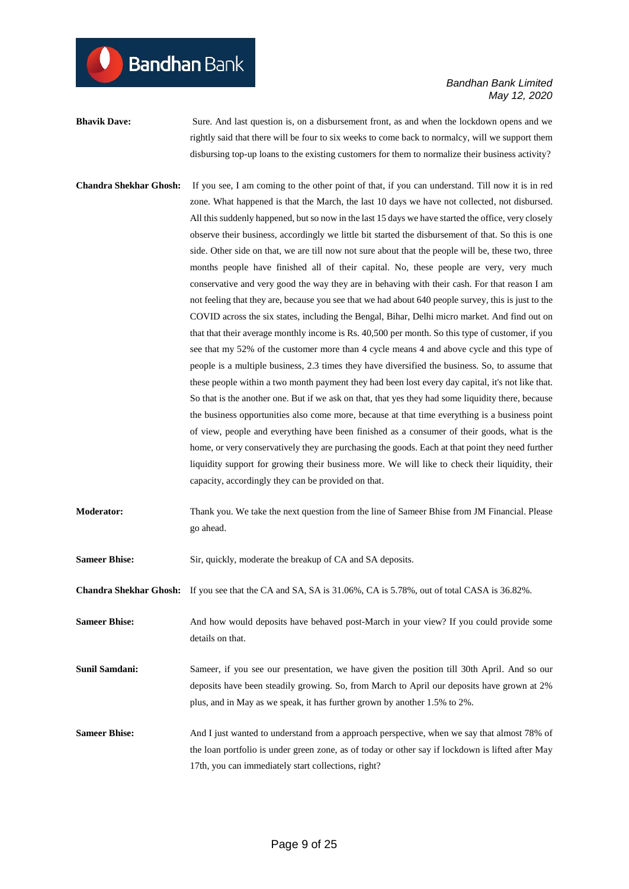**Bhavik Dave:** Sure. And last question is, on a disbursement front, as and when the lockdown opens and we rightly said that there will be four to six weeks to come back to normalcy, will we support them disbursing top-up loans to the existing customers for them to normalize their business activity?

**Chandra Shekhar Ghosh:** If you see, I am coming to the other point of that, if you can understand. Till now it is in red zone. What happened is that the March, the last 10 days we have not collected, not disbursed. All this suddenly happened, but so now in the last 15 days we have started the office, very closely observe their business, accordingly we little bit started the disbursement of that. So this is one side. Other side on that, we are till now not sure about that the people will be, these two, three months people have finished all of their capital. No, these people are very, very much conservative and very good the way they are in behaving with their cash. For that reason I am not feeling that they are, because you see that we had about 640 people survey, this is just to the COVID across the six states, including the Bengal, Bihar, Delhi micro market. And find out on that that their average monthly income is Rs. 40,500 per month. So this type of customer, if you see that my 52% of the customer more than 4 cycle means 4 and above cycle and this type of people is a multiple business, 2.3 times they have diversified the business. So, to assume that these people within a two month payment they had been lost every day capital, it's not like that. So that is the another one. But if we ask on that, that yes they had some liquidity there, because the business opportunities also come more, because at that time everything is a business point of view, people and everything have been finished as a consumer of their goods, what is the home, or very conservatively they are purchasing the goods. Each at that point they need further liquidity support for growing their business more. We will like to check their liquidity, their capacity, accordingly they can be provided on that.

**Moderator:** Thank you. We take the next question from the line of Sameer Bhise from JM Financial. Please go ahead.

**Sameer Bhise:** Sir, quickly, moderate the breakup of CA and SA deposits.

**Chandra Shekhar Ghosh:** If you see that the CA and SA, SA is 31.06%, CA is 5.78%, out of total CASA is 36.82%.

**Sameer Bhise:** And how would deposits have behaved post-March in your view? If you could provide some details on that.

**Sunil Samdani:** Sameer, if you see our presentation, we have given the position till 30th April. And so our deposits have been steadily growing. So, from March to April our deposits have grown at 2% plus, and in May as we speak, it has further grown by another 1.5% to 2%.

**Sameer Bhise:** And I just wanted to understand from a approach perspective, when we say that almost 78% of the loan portfolio is under green zone, as of today or other say if lockdown is lifted after May 17th, you can immediately start collections, right?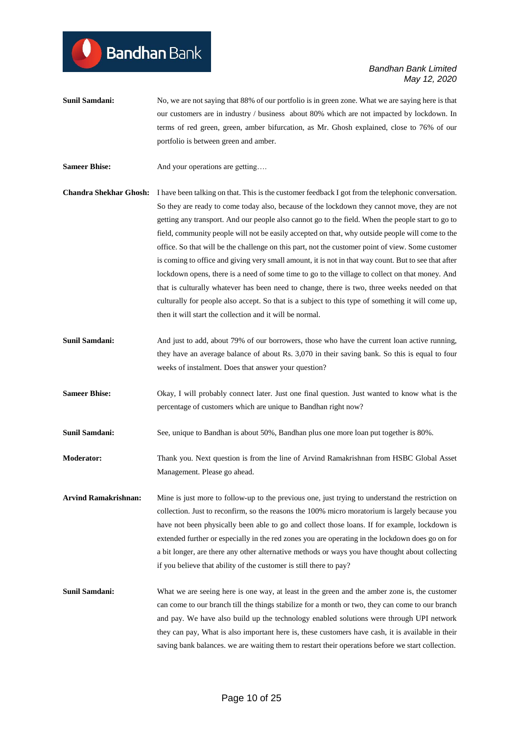**Sunil Samdani:** No, we are not saying that 88% of our portfolio is in green zone. What we are saying here is that our customers are in industry / business about 80% which are not impacted by lockdown. In terms of red green, green, amber bifurcation, as Mr. Ghosh explained, close to 76% of our portfolio is between green and amber.

**Sameer Bhise:** And your operations are getting….

**Chandra Shekhar Ghosh:** I have been talking on that. This is the customer feedback I got from the telephonic conversation. So they are ready to come today also, because of the lockdown they cannot move, they are not getting any transport. And our people also cannot go to the field. When the people start to go to field, community people will not be easily accepted on that, why outside people will come to the office. So that will be the challenge on this part, not the customer point of view. Some customer is coming to office and giving very small amount, it is not in that way count. But to see that after lockdown opens, there is a need of some time to go to the village to collect on that money. And that is culturally whatever has been need to change, there is two, three weeks needed on that culturally for people also accept. So that is a subject to this type of something it will come up, then it will start the collection and it will be normal.

**Sunil Samdani:** And just to add, about 79% of our borrowers, those who have the current loan active running, they have an average balance of about Rs. 3,070 in their saving bank. So this is equal to four weeks of instalment. Does that answer your question?

**Sameer Bhise:** Okay, I will probably connect later. Just one final question. Just wanted to know what is the percentage of customers which are unique to Bandhan right now?

**Sunil Samdani:** See, unique to Bandhan is about 50%, Bandhan plus one more loan put together is 80%.

**Moderator:** Thank you. Next question is from the line of Arvind Ramakrishnan from HSBC Global Asset Management. Please go ahead.

**Arvind Ramakrishnan:** Mine is just more to follow-up to the previous one, just trying to understand the restriction on collection. Just to reconfirm, so the reasons the 100% micro moratorium is largely because you have not been physically been able to go and collect those loans. If for example, lockdown is extended further or especially in the red zones you are operating in the lockdown does go on for a bit longer, are there any other alternative methods or ways you have thought about collecting if you believe that ability of the customer is still there to pay?

**Sunil Samdani:** What we are seeing here is one way, at least in the green and the amber zone is, the customer can come to our branch till the things stabilize for a month or two, they can come to our branch and pay. We have also build up the technology enabled solutions were through UPI network they can pay, What is also important here is, these customers have cash, it is available in their saving bank balances. we are waiting them to restart their operations before we start collection.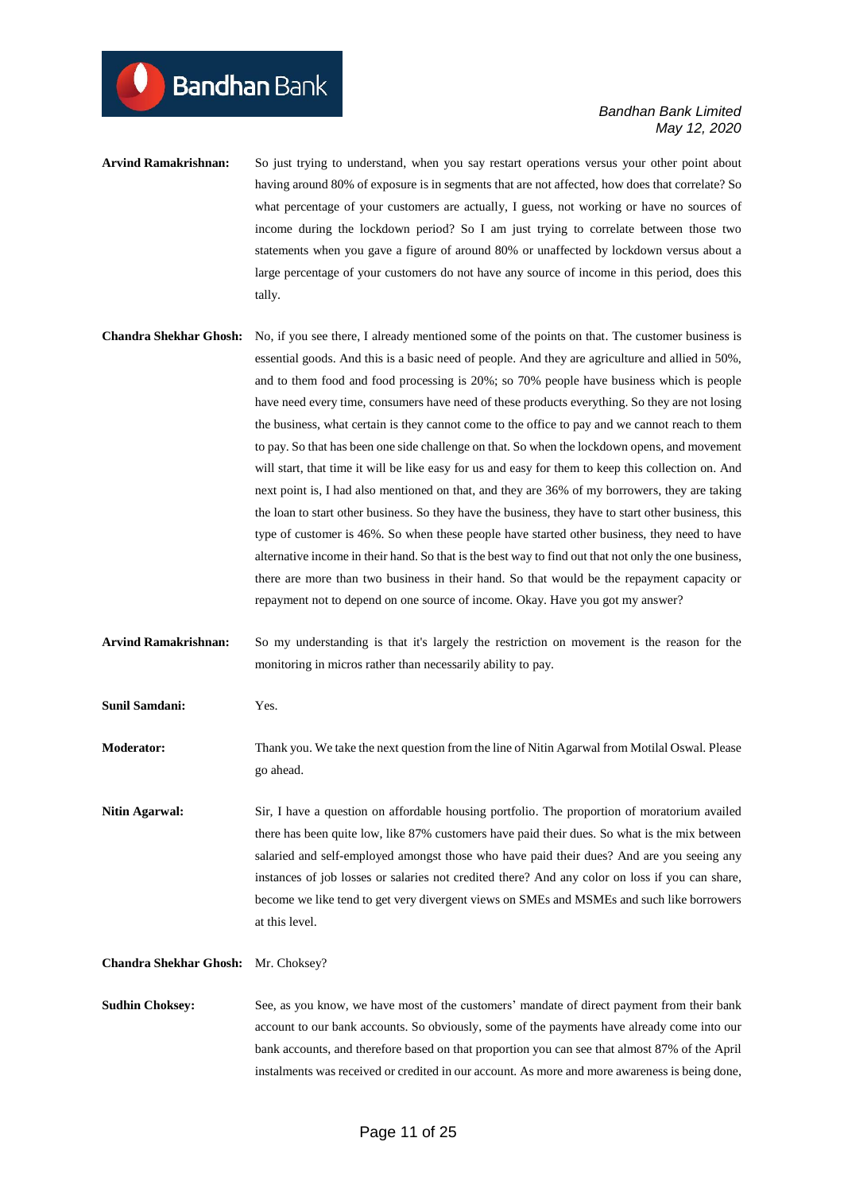**Arvind Ramakrishnan:** So just trying to understand, when you say restart operations versus your other point about having around 80% of exposure is in segments that are not affected, how does that correlate? So what percentage of your customers are actually, I guess, not working or have no sources of income during the lockdown period? So I am just trying to correlate between those two statements when you gave a figure of around 80% or unaffected by lockdown versus about a large percentage of your customers do not have any source of income in this period, does this tally.

**Chandra Shekhar Ghosh:** No, if you see there, I already mentioned some of the points on that. The customer business is essential goods. And this is a basic need of people. And they are agriculture and allied in 50%, and to them food and food processing is 20%; so 70% people have business which is people have need every time, consumers have need of these products everything. So they are not losing the business, what certain is they cannot come to the office to pay and we cannot reach to them to pay. So that has been one side challenge on that. So when the lockdown opens, and movement will start, that time it will be like easy for us and easy for them to keep this collection on. And next point is, I had also mentioned on that, and they are 36% of my borrowers, they are taking the loan to start other business. So they have the business, they have to start other business, this type of customer is 46%. So when these people have started other business, they need to have alternative income in their hand. So that is the best way to find out that not only the one business, there are more than two business in their hand. So that would be the repayment capacity or repayment not to depend on one source of income. Okay. Have you got my answer?

**Arvind Ramakrishnan:** So my understanding is that it's largely the restriction on movement is the reason for the monitoring in micros rather than necessarily ability to pay.

**Sunil Samdani:** Yes.

**Moderator:** Thank you. We take the next question from the line of Nitin Agarwal from Motilal Oswal. Please go ahead.

**Nitin Agarwal:** Sir, I have a question on affordable housing portfolio. The proportion of moratorium availed there has been quite low, like 87% customers have paid their dues. So what is the mix between salaried and self-employed amongst those who have paid their dues? And are you seeing any instances of job losses or salaries not credited there? And any color on loss if you can share, become we like tend to get very divergent views on SMEs and MSMEs and such like borrowers at this level.

**Chandra Shekhar Ghosh:** Mr. Choksey?

**Sudhin Choksey:** See, as you know, we have most of the customers' mandate of direct payment from their bank account to our bank accounts. So obviously, some of the payments have already come into our bank accounts, and therefore based on that proportion you can see that almost 87% of the April instalments was received or credited in our account. As more and more awareness is being done,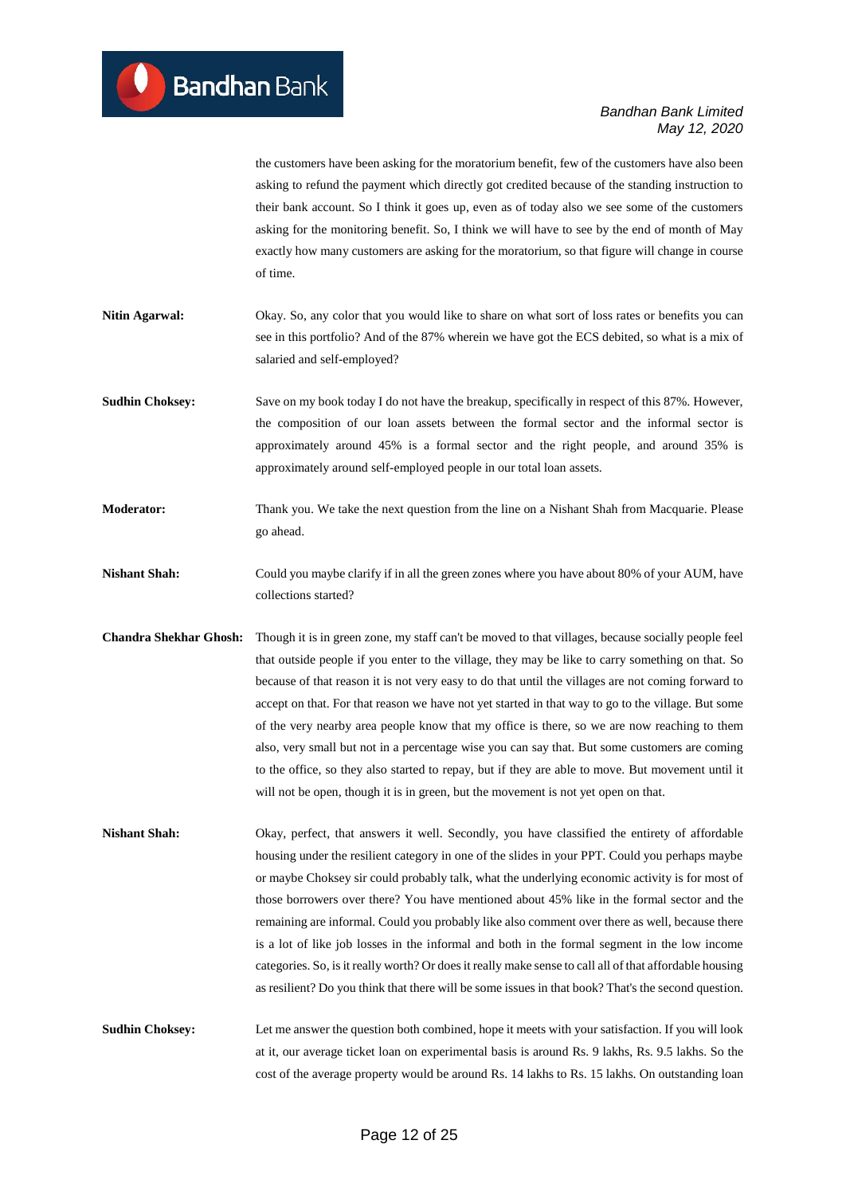the customers have been asking for the moratorium benefit, few of the customers have also been asking to refund the payment which directly got credited because of the standing instruction to their bank account. So I think it goes up, even as of today also we see some of the customers asking for the monitoring benefit. So, I think we will have to see by the end of month of May exactly how many customers are asking for the moratorium, so that figure will change in course of time.

**Nitin Agarwal:** Okay. So, any color that you would like to share on what sort of loss rates or benefits you can see in this portfolio? And of the 87% wherein we have got the ECS debited, so what is a mix of salaried and self-employed?

**Sudhin Choksey:** Save on my book today I do not have the breakup, specifically in respect of this 87%. However, the composition of our loan assets between the formal sector and the informal sector is approximately around 45% is a formal sector and the right people, and around 35% is approximately around self-employed people in our total loan assets.

**Moderator:** Thank you. We take the next question from the line on a Nishant Shah from Macquarie. Please go ahead.

**Nishant Shah:** Could you maybe clarify if in all the green zones where you have about 80% of your AUM, have collections started?

**Chandra Shekhar Ghosh:** Though it is in green zone, my staff can't be moved to that villages, because socially people feel that outside people if you enter to the village, they may be like to carry something on that. So because of that reason it is not very easy to do that until the villages are not coming forward to accept on that. For that reason we have not yet started in that way to go to the village. But some of the very nearby area people know that my office is there, so we are now reaching to them also, very small but not in a percentage wise you can say that. But some customers are coming to the office, so they also started to repay, but if they are able to move. But movement until it will not be open, though it is in green, but the movement is not yet open on that.

**Nishant Shah:** Okay, perfect, that answers it well. Secondly, you have classified the entirety of affordable housing under the resilient category in one of the slides in your PPT. Could you perhaps maybe or maybe Choksey sir could probably talk, what the underlying economic activity is for most of those borrowers over there? You have mentioned about 45% like in the formal sector and the remaining are informal. Could you probably like also comment over there as well, because there is a lot of like job losses in the informal and both in the formal segment in the low income categories. So, is it really worth? Or does it really make sense to call all of that affordable housing as resilient? Do you think that there will be some issues in that book? That's the second question.

**Sudhin Choksey:** Let me answer the question both combined, hope it meets with your satisfaction. If you will look at it, our average ticket loan on experimental basis is around Rs. 9 lakhs, Rs. 9.5 lakhs. So the cost of the average property would be around Rs. 14 lakhs to Rs. 15 lakhs. On outstanding loan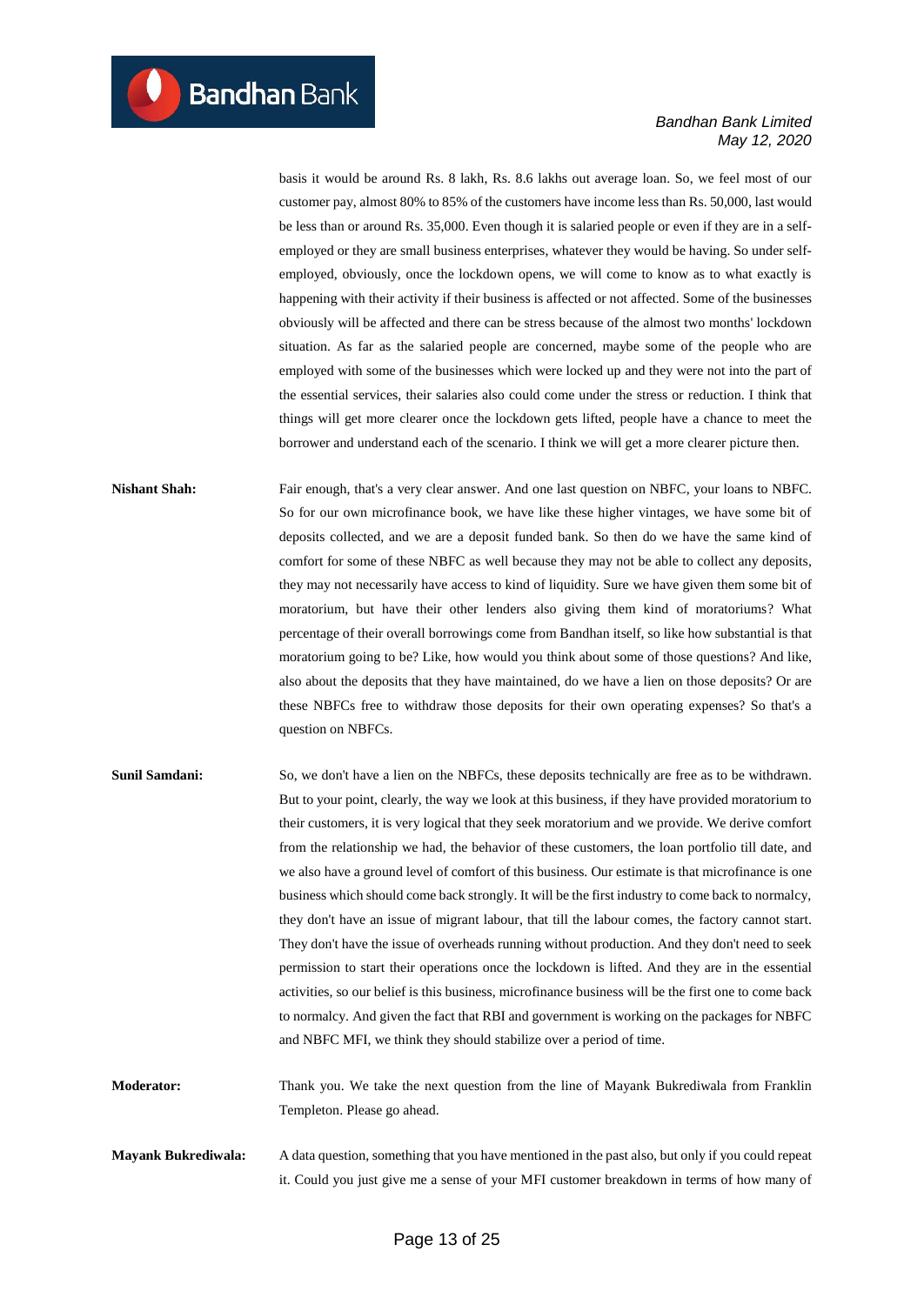basis it would be around Rs. 8 lakh, Rs. 8.6 lakhs out average loan. So, we feel most of our customer pay, almost 80% to 85% of the customers have income less than Rs. 50,000, last would be less than or around Rs. 35,000. Even though it is salaried people or even if they are in a self-employed or they are small business enterprises, whatever they would be having. So under self-employed, obviously, once the lockdown opens, we will come to know as to what exactly is happening with their activity if their business is affected or not affected. Some of the businesses obviously will be affected and there can be stress because of the almost two months' lockdown situation. As far as the salaried people are concerned, maybe some of the people who are employed with some of the businesses which were locked up and they were not into the part of the essential services, their salaries also could come under the stress or reduction. I think that things will get more clearer once the lockdown gets lifted, people have a chance to meet the borrower and understand each of the scenario. I think we will get a more clearer picture then.

**Nishant Shah:** Fair enough, that's a very clear answer. And one last question on NBFC, your loans to NBFC. So for our own microfinance book, we have like these higher vintages, we have some bit of deposits collected, and we are a deposit funded bank. So then do we have the same kind of comfort for some of these NBFC as well because they may not be able to collect any deposits, they may not necessarily have access to kind of liquidity. Sure we have given them some bit of moratorium, but have their other lenders also giving them kind of moratoriums? What percentage of their overall borrowings come from Bandhan itself, so like how substantial is that moratorium going to be? Like, how would you think about some of those questions? And like, also about the deposits that they have maintained, do we have a lien on those deposits? Or are these NBFCs free to withdraw those deposits for their own operating expenses? So that's a question on NBFCs.

**Sunil Samdani:** So, we don't have a lien on the NBFCs, these deposits technically are free as to be withdrawn. But to your point, clearly, the way we look at this business, if they have provided moratorium to their customers, it is very logical that they seek moratorium and we provide. We derive comfort from the relationship we had, the behavior of these customers, the loan portfolio till date, and we also have a ground level of comfort of this business. Our estimate is that microfinance is one business which should come back strongly. It will be the first industry to come back to normalcy, they don't have an issue of migrant labour, that till the labour comes, the factory cannot start. They don't have the issue of overheads running without production. And they don't need to seek permission to start their operations once the lockdown is lifted. And they are in the essential activities, so our belief is this business, microfinance business will be the first one to come back to normalcy. And given the fact that RBI and government is working on the packages for NBFC and NBFC MFI, we think they should stabilize over a period of time.

**Moderator:** Thank you. We take the next question from the line of Mayank Bukrediwala from Franklin Templeton. Please go ahead.

**Mayank Bukrediwala:** A data question, something that you have mentioned in the past also, but only if you could repeat it. Could you just give me a sense of your MFI customer breakdown in terms of how many of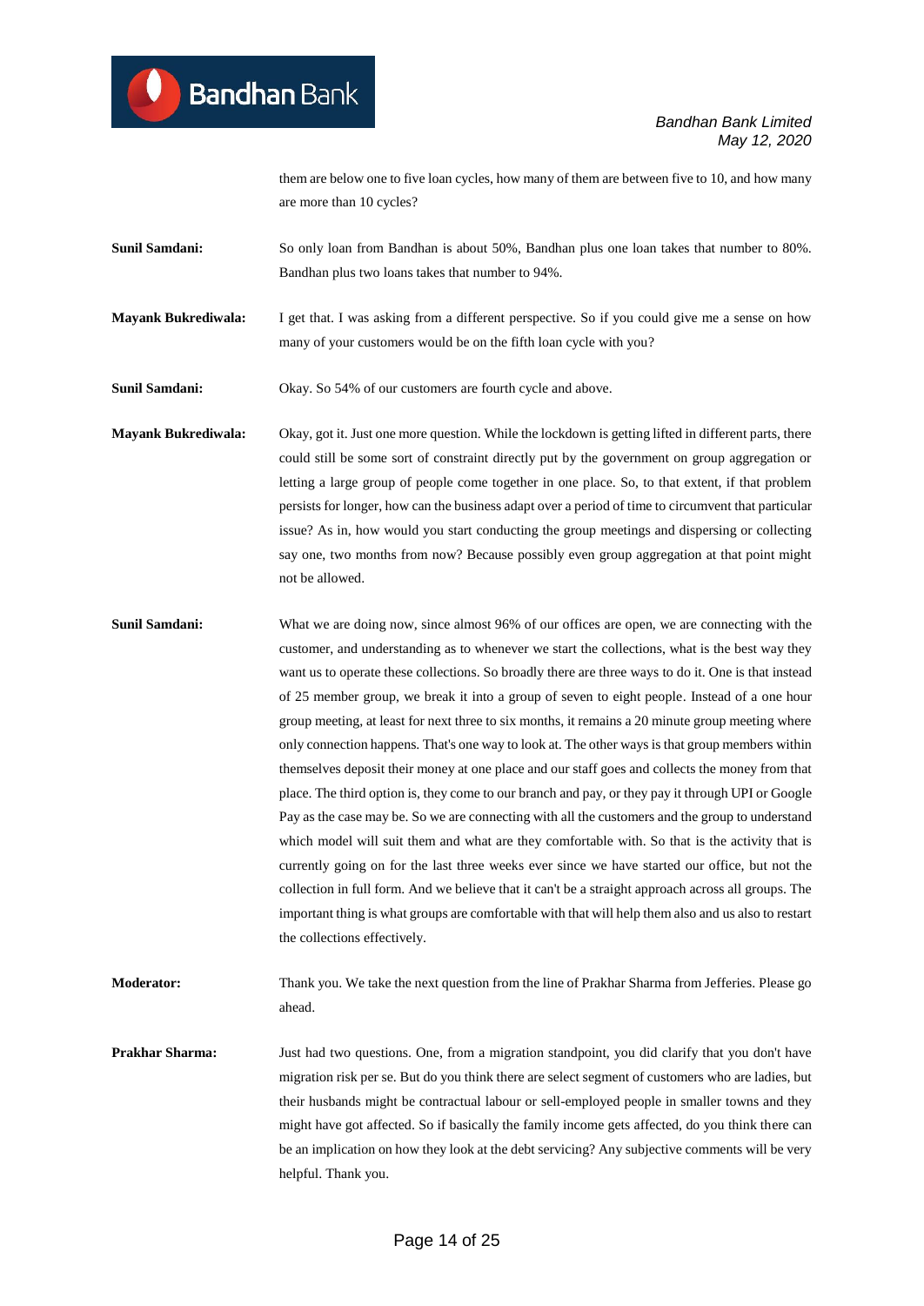them are below one to five loan cycles, how many of them are between five to 10, and how many are more than 10 cycles?

**Sunil Samdani:** So only loan from Bandhan is about 50%, Bandhan plus one loan takes that number to 80%. Bandhan plus two loans takes that number to 94%.

**Mayank Bukrediwala:** I get that. I was asking from a different perspective. So if you could give me a sense on how many of your customers would be on the fifth loan cycle with you?

**Sunil Samdani:** Okay. So 54% of our customers are fourth cycle and above.

**Mayank Bukrediwala:** Okay, got it. Just one more question. While the lockdown is getting lifted in different parts, there could still be some sort of constraint directly put by the government on group aggregation or letting a large group of people come together in one place. So, to that extent, if that problem persists for longer, how can the business adapt over a period of time to circumvent that particular issue? As in, how would you start conducting the group meetings and dispersing or collecting say one, two months from now? Because possibly even group aggregation at that point might not be allowed.

**Sunil Samdani:** What we are doing now, since almost 96% of our offices are open, we are connecting with the customer, and understanding as to whenever we start the collections, what is the best way they want us to operate these collections. So broadly there are three ways to do it. One is that instead of 25 member group, we break it into a group of seven to eight people. Instead of a one hour group meeting, at least for next three to six months, it remains a 20 minute group meeting where only connection happens. That's one way to look at. The other ways is that group members within themselves deposit their money at one place and our staff goes and collects the money from that place. The third option is, they come to our branch and pay, or they pay it through UPI or Google Pay as the case may be. So we are connecting with all the customers and the group to understand which model will suit them and what are they comfortable with. So that is the activity that is currently going on for the last three weeks ever since we have started our office, but not the collection in full form. And we believe that it can't be a straight approach across all groups. The important thing is what groups are comfortable with that will help them also and us also to restart the collections effectively.

**Moderator:** Thank you. We take the next question from the line of Prakhar Sharma from Jefferies. Please go ahead.

**Prakhar Sharma:** Just had two questions. One, from a migration standpoint, you did clarify that you don't have migration risk per se. But do you think there are select segment of customers who are ladies, but their husbands might be contractual labour or sell-employed people in smaller towns and they might have got affected. So if basically the family income gets affected, do you think there can be an implication on how they look at the debt servicing? Any subjective comments will be very helpful. Thank you.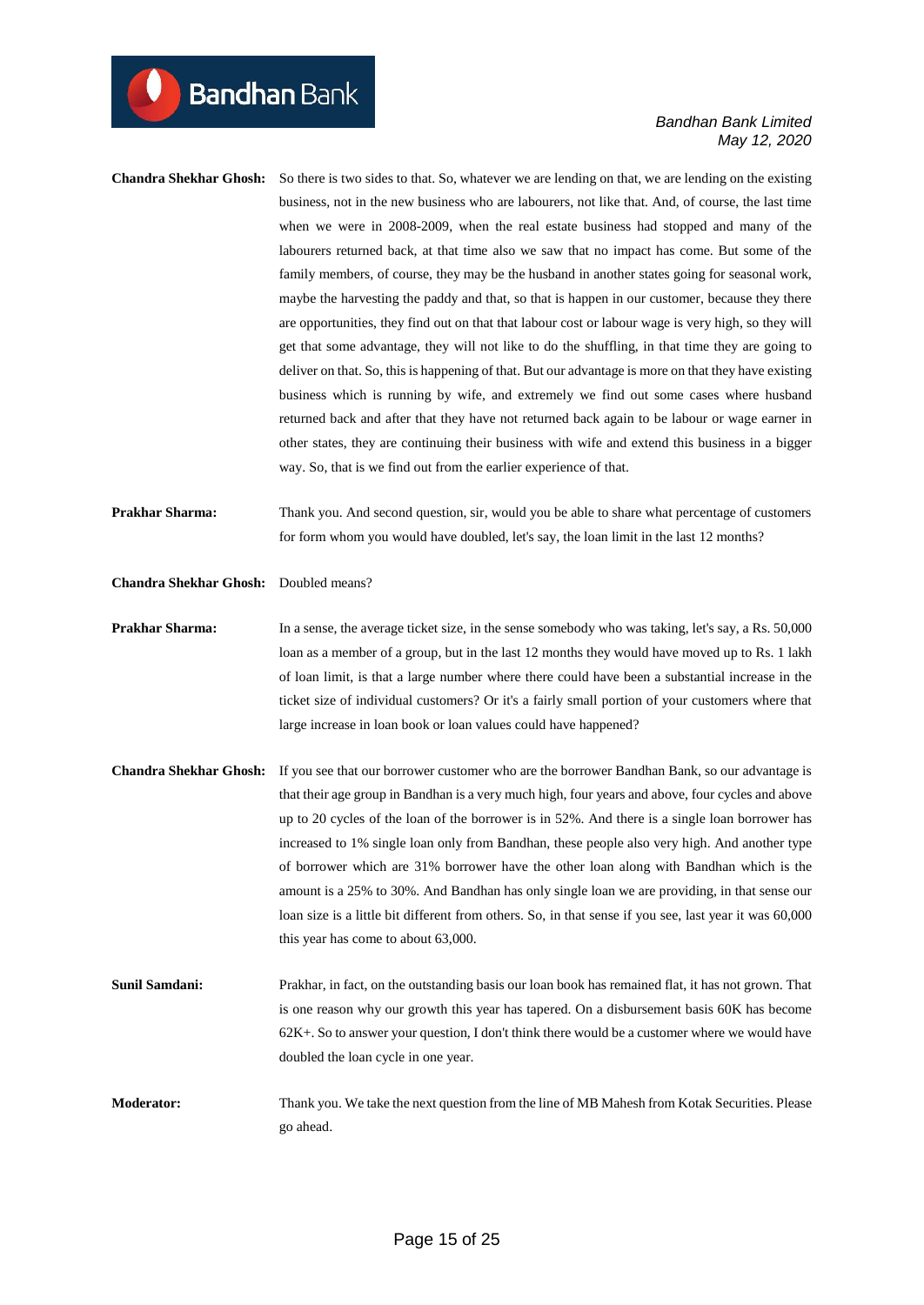**Chandra Shekhar Ghosh:** So there is two sides to that. So, whatever we are lending on that, we are lending on the existing business, not in the new business who are labourers, not like that. And, of course, the last time when we were in 2008-2009, when the real estate business had stopped and many of the labourers returned back, at that time also we saw that no impact has come. But some of the family members, of course, they may be the husband in another states going for seasonal work, maybe the harvesting the paddy and that, so that is happen in our customer, because they there are opportunities, they find out on that that labour cost or labour wage is very high, so they will get that some advantage, they will not like to do the shuffling, in that time they are going to deliver on that. So, this is happening of that. But our advantage is more on that they have existing business which is running by wife, and extremely we find out some cases where husband returned back and after that they have not returned back again to be labour or wage earner in other states, they are continuing their business with wife and extend this business in a bigger way. So, that is we find out from the earlier experience of that.

**Prakhar Sharma:** Thank you. And second question, sir, would you be able to share what percentage of customers for form whom you would have doubled, let's say, the loan limit in the last 12 months?

**Chandra Shekhar Ghosh:** Doubled means?

**Prakhar Sharma:** In a sense, the average ticket size, in the sense somebody who was taking, let's say, a Rs. 50,000 loan as a member of a group, but in the last 12 months they would have moved up to Rs. 1 lakh of loan limit, is that a large number where there could have been a substantial increase in the ticket size of individual customers? Or it's a fairly small portion of your customers where that large increase in loan book or loan values could have happened?

**Chandra Shekhar Ghosh:** If you see that our borrower customer who are the borrower Bandhan Bank, so our advantage is that their age group in Bandhan is a very much high, four years and above, four cycles and above up to 20 cycles of the loan of the borrower is in 52%. And there is a single loan borrower has increased to 1% single loan only from Bandhan, these people also very high. And another type of borrower which are 31% borrower have the other loan along with Bandhan which is the amount is a 25% to 30%. And Bandhan has only single loan we are providing, in that sense our loan size is a little bit different from others. So, in that sense if you see, last year it was 60,000 this year has come to about 63,000.

**Sunil Samdani:** Prakhar, in fact, on the outstanding basis our loan book has remained flat, it has not grown. That is one reason why our growth this year has tapered. On a disbursement basis 60K has become 62K+. So to answer your question, I don't think there would be a customer where we would have doubled the loan cycle in one year.

**Moderator:** Thank you. We take the next question from the line of MB Mahesh from Kotak Securities. Please go ahead.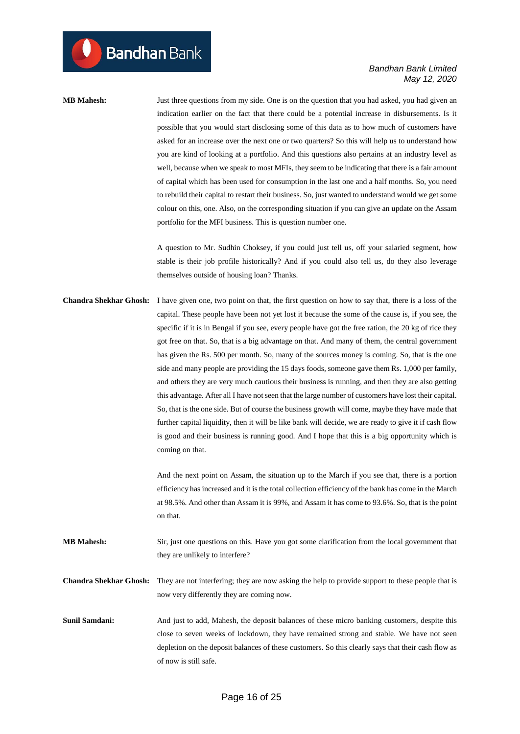**MB Mahesh:** Just three questions from my side. One is on the question that you had asked, you had given an indication earlier on the fact that there could be a potential increase in disbursements. Is it possible that you would start disclosing some of this data as to how much of customers have asked for an increase over the next one or two quarters? So this will help us to understand how you are kind of looking at a portfolio. And this questions also pertains at an industry level as well, because when we speak to most MFIs, they seem to be indicating that there is a fair amount of capital which has been used for consumption in the last one and a half months. So, you need to rebuild their capital to restart their business. So, just wanted to understand would we get some colour on this, one. Also, on the corresponding situation if you can give an update on the Assam portfolio for the MFI business. This is question number one.

A question to Mr. Sudhin Choksey, if you could just tell us, off your salaried segment, how stable is their job profile historically? And if you could also tell us, do they also leverage themselves outside of housing loan? Thanks.

**Chandra Shekhar Ghosh:** I have given one, two point on that, the first question on how to say that, there is a loss of the capital. These people have been not yet lost it because the some of the cause is, if you see, the specific if it is in Bengal if you see, every people have got the free ration, the 20 kg of rice they got free on that. So, that is a big advantage on that. And many of them, the central government has given the Rs. 500 per month. So, many of the sources money is coming. So, that is the one side and many people are providing the 15 days foods, someone gave them Rs. 1,000 per family, and others they are very much cautious their business is running, and then they are also getting this advantage. After all I have not seen that the large number of customers have lost their capital. So, that is the one side. But of course the business growth will come, maybe they have made that further capital liquidity, then it will be like bank will decide, we are ready to give it if cash flow is good and their business is running good. And I hope that this is a big opportunity which is coming on that.

And the next point on Assam, the situation up to the March if you see that, there is a portion efficiency has increased and it is the total collection efficiency of the bank has come in the March at 98.5%. And other than Assam it is 99%, and Assam it has come to 93.6%. So, that is the point on that.

**MB Mahesh:** Sir, just one questions on this. Have you got some clarification from the local government that they are unlikely to interfere?

**Chandra Shekhar Ghosh:** They are not interfering; they are now asking the help to provide support to these people that is now very differently they are coming now.

**Sunil Samdani:** And just to add, Mahesh, the deposit balances of these micro banking customers, despite this close to seven weeks of lockdown, they have remained strong and stable. We have not seen depletion on the deposit balances of these customers. So this clearly says that their cash flow as of now is still safe.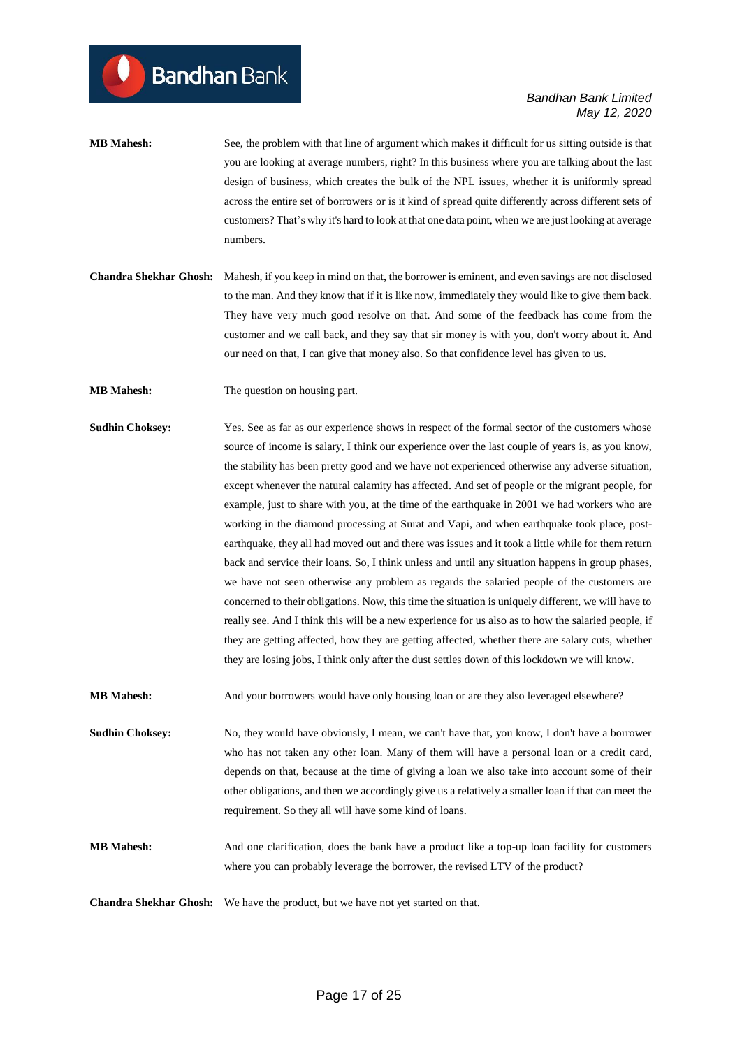**MB Mahesh:** See, the problem with that line of argument which makes it difficult for us sitting outside is that you are looking at average numbers, right? In this business where you are talking about the last design of business, which creates the bulk of the NPL issues, whether it is uniformly spread across the entire set of borrowers or is it kind of spread quite differently across different sets of customers? That's why it's hard to look at that one data point, when we are just looking at average numbers.

**Chandra Shekhar Ghosh:** Mahesh, if you keep in mind on that, the borrower is eminent, and even savings are not disclosed to the man. And they know that if it is like now, immediately they would like to give them back. They have very much good resolve on that. And some of the feedback has come from the customer and we call back, and they say that sir money is with you, don't worry about it. And our need on that, I can give that money also. So that confidence level has given to us.

**MB Mahesh:** The question on housing part.

**Sudhin Choksey:** Yes. See as far as our experience shows in respect of the formal sector of the customers whose source of income is salary, I think our experience over the last couple of years is, as you know, the stability has been pretty good and we have not experienced otherwise any adverse situation, except whenever the natural calamity has affected. And set of people or the migrant people, for example, just to share with you, at the time of the earthquake in 2001 we had workers who are working in the diamond processing at Surat and Vapi, and when earthquake took place, post-earthquake, they all had moved out and there was issues and it took a little while for them return back and service their loans. So, I think unless and until any situation happens in group phases, we have not seen otherwise any problem as regards the salaried people of the customers are concerned to their obligations. Now, this time the situation is uniquely different, we will have to really see. And I think this will be a new experience for us also as to how the salaried people, if they are getting affected, how they are getting affected, whether there are salary cuts, whether they are losing jobs, I think only after the dust settles down of this lockdown we will know.

**MB Mahesh:** And your borrowers would have only housing loan or are they also leveraged elsewhere?

**Sudhin Choksey:** No, they would have obviously, I mean, we can't have that, you know, I don't have a borrower who has not taken any other loan. Many of them will have a personal loan or a credit card, depends on that, because at the time of giving a loan we also take into account some of their other obligations, and then we accordingly give us a relatively a smaller loan if that can meet the requirement. So they all will have some kind of loans.

**MB Mahesh:** And one clarification, does the bank have a product like a top-up loan facility for customers where you can probably leverage the borrower, the revised LTV of the product?

**Chandra Shekhar Ghosh:** We have the product, but we have not yet started on that.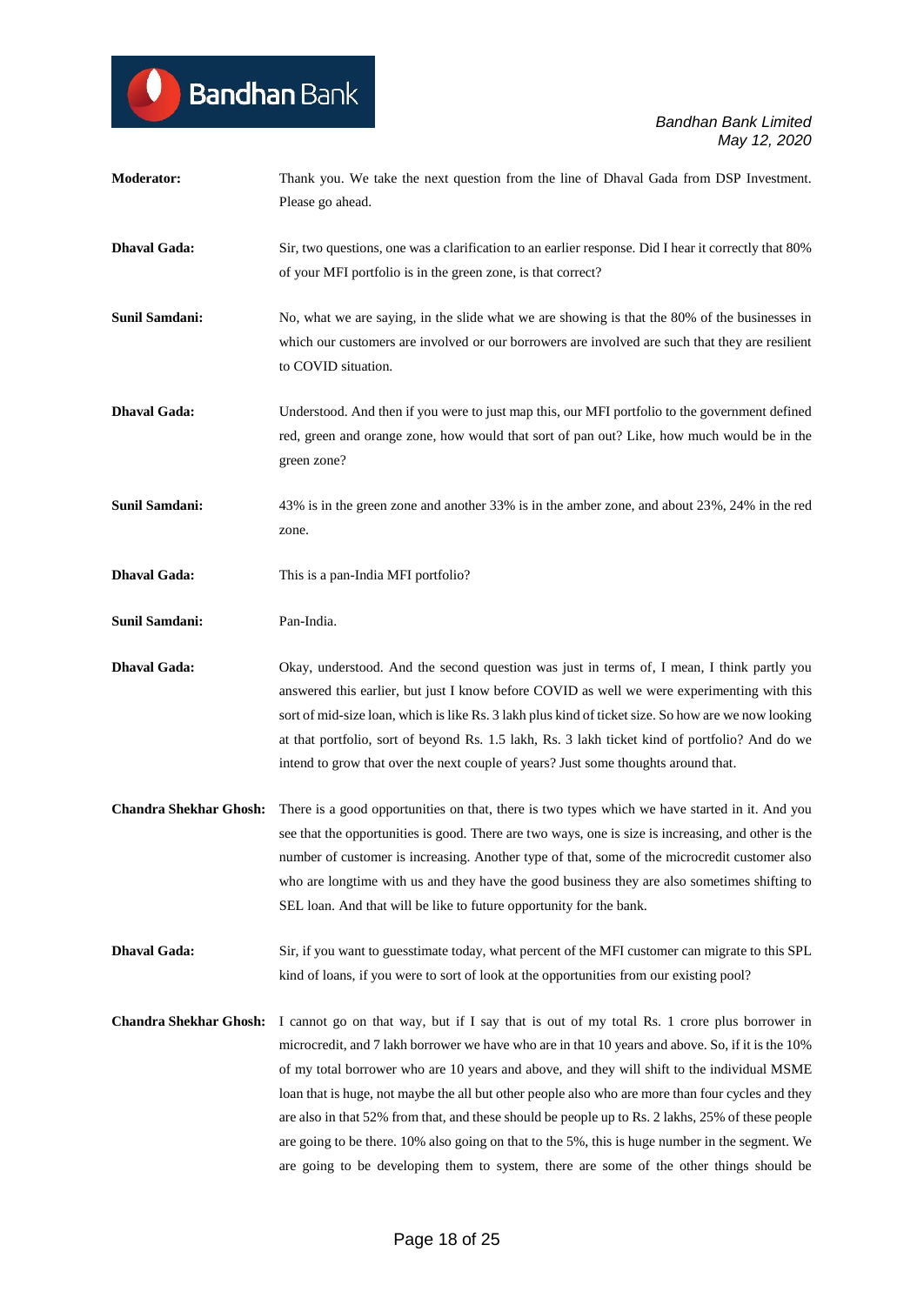**Moderator:** Thank you. We take the next question from the line of Dhaval Gada from DSP Investment. Please go ahead.

**Dhaval Gada:** Sir, two questions, one was a clarification to an earlier response. Did I hear it correctly that 80% of your MFI portfolio is in the green zone, is that correct?

**Sunil Samdani:** No, what we are saying, in the slide what we are showing is that the 80% of the businesses in which our customers are involved or our borrowers are involved are such that they are resilient to COVID situation.

**Dhaval Gada:** Understood. And then if you were to just map this, our MFI portfolio to the government defined red, green and orange zone, how would that sort of pan out? Like, how much would be in the green zone?

**Sunil Samdani:** 43% is in the green zone and another 33% is in the amber zone, and about 23%, 24% in the red zone.

**Dhaval Gada:** This is a pan-India MFI portfolio?

**Sunil Samdani:** Pan-India.

**Dhaval Gada:** Okay, understood. And the second question was just in terms of, I mean, I think partly you answered this earlier, but just I know before COVID as well we were experimenting with this sort of mid-size loan, which is like Rs. 3 lakh plus kind of ticket size. So how are we now looking at that portfolio, sort of beyond Rs. 1.5 lakh, Rs. 3 lakh ticket kind of portfolio? And do we intend to grow that over the next couple of years? Just some thoughts around that.

**Chandra Shekhar Ghosh:** There is a good opportunities on that, there is two types which we have started in it. And you see that the opportunities is good. There are two ways, one is size is increasing, and other is the number of customer is increasing. Another type of that, some of the microcredit customer also who are longtime with us and they have the good business they are also sometimes shifting to SEL loan. And that will be like to future opportunity for the bank.

**Dhaval Gada:** Sir, if you want to guesstimate today, what percent of the MFI customer can migrate to this SPL kind of loans, if you were to sort of look at the opportunities from our existing pool?

**Chandra Shekhar Ghosh:** I cannot go on that way, but if I say that is out of my total Rs. 1 crore plus borrower in microcredit, and 7 lakh borrower we have who are in that 10 years and above. So, if it is the 10% of my total borrower who are 10 years and above, and they will shift to the individual MSME loan that is huge, not maybe the all but other people also who are more than four cycles and they are also in that 52% from that, and these should be people up to Rs. 2 lakhs, 25% of these people are going to be there. 10% also going on that to the 5%, this is huge number in the segment. We are going to be developing them to system, there are some of the other things should be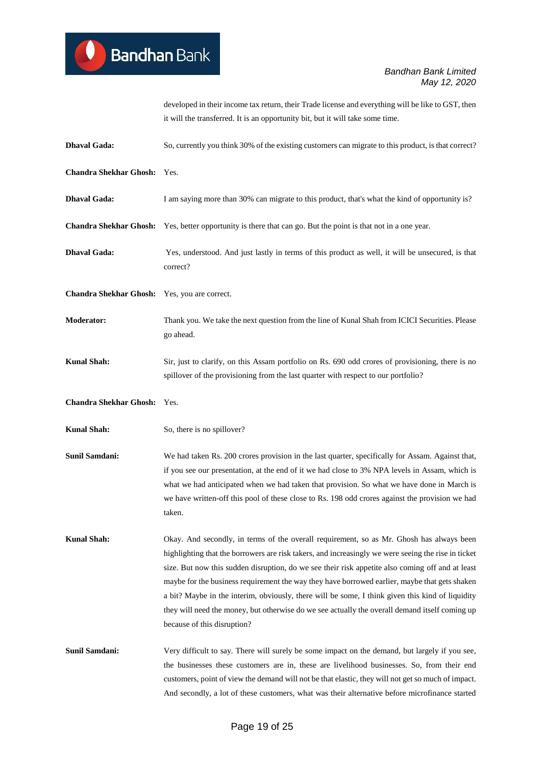developed in their income tax return, their Trade license and everything will be like to GST, then it will the transferred. It is an opportunity bit, but it will take some time.

**Dhaval Gada:** So, currently you think 30% of the existing customers can migrate to this product, is that correct?

**Chandra Shekhar Ghosh:** Yes.

**Dhaval Gada:** I am saying more than 30% can migrate to this product, that's what the kind of opportunity is?

**Chandra Shekhar Ghosh:** Yes, better opportunity is there that can go. But the point is that not in a one year.

**Dhaval Gada:** Yes, understood. And just lastly in terms of this product as well, it will be unsecured, is that correct?

**Chandra Shekhar Ghosh:** Yes, you are correct.

**Moderator:** Thank you. We take the next question from the line of Kunal Shah from ICICI Securities. Please go ahead.

**Kunal Shah:** Sir, just to clarify, on this Assam portfolio on Rs. 690 odd crores of provisioning, there is no spillover of the provisioning from the last quarter with respect to our portfolio?

**Chandra Shekhar Ghosh:** Yes.

**Kunal Shah:** So, there is no spillover?

**Sunil Samdani:** We had taken Rs. 200 crores provision in the last quarter, specifically for Assam. Against that, if you see our presentation, at the end of it we had close to 3% NPA levels in Assam, which is what we had anticipated when we had taken that provision. So what we have done in March is we have written-off this pool of these close to Rs. 198 odd crores against the provision we had taken.

**Kunal Shah:** Okay. And secondly, in terms of the overall requirement, so as Mr. Ghosh has always been highlighting that the borrowers are risk takers, and increasingly we were seeing the rise in ticket size. But now this sudden disruption, do we see their risk appetite also coming off and at least maybe for the business requirement the way they have borrowed earlier, maybe that gets shaken a bit? Maybe in the interim, obviously, there will be some, I think given this kind of liquidity they will need the money, but otherwise do we see actually the overall demand itself coming up because of this disruption?

**Sunil Samdani:** Very difficult to say. There will surely be some impact on the demand, but largely if you see, the businesses these customers are in, these are livelihood businesses. So, from their end customers, point of view the demand will not be that elastic, they will not get so much of impact. And secondly, a lot of these customers, what was their alternative before microfinance started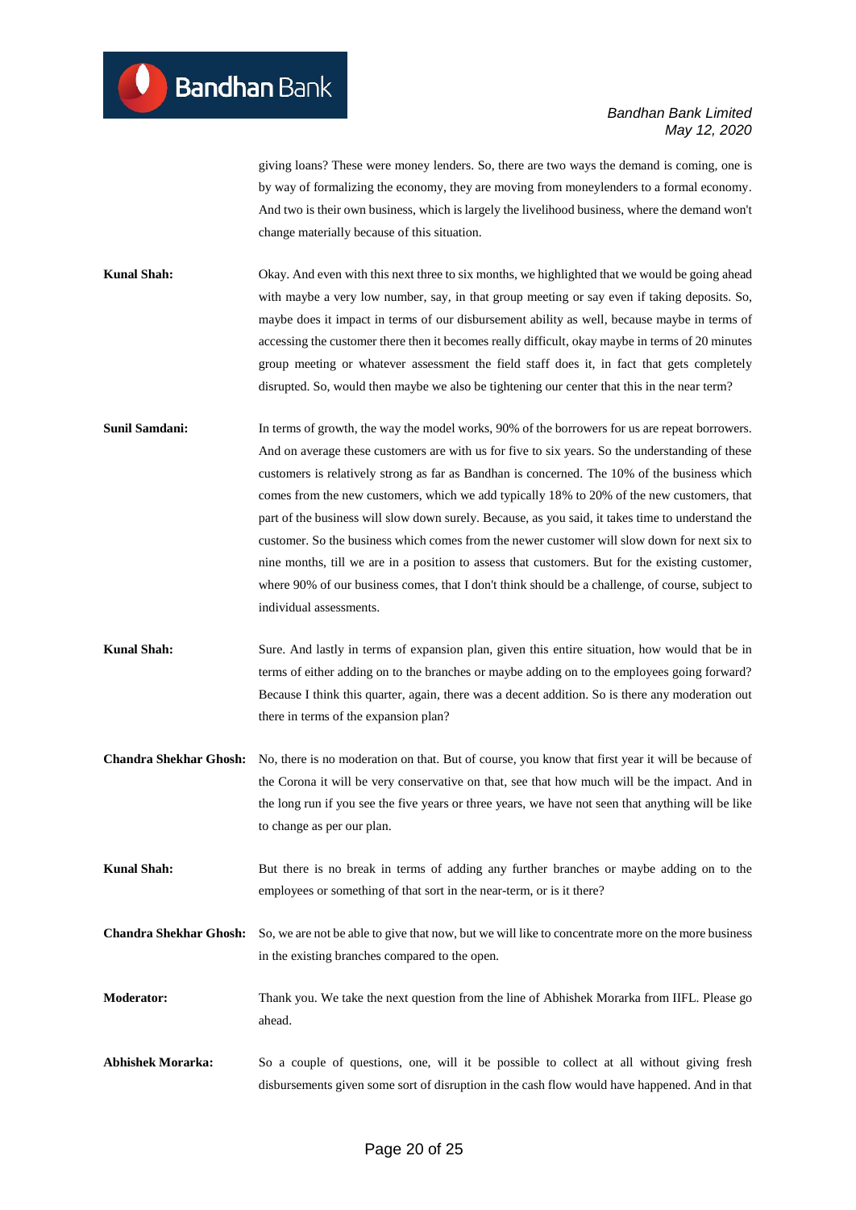giving loans? These were money lenders. So, there are two ways the demand is coming, one is by way of formalizing the economy, they are moving from moneylenders to a formal economy. And two is their own business, which is largely the livelihood business, where the demand won't change materially because of this situation.

**Kunal Shah:** Okay. And even with this next three to six months, we highlighted that we would be going ahead with maybe a very low number, say, in that group meeting or say even if taking deposits. So, maybe does it impact in terms of our disbursement ability as well, because maybe in terms of accessing the customer there then it becomes really difficult, okay maybe in terms of 20 minutes group meeting or whatever assessment the field staff does it, in fact that gets completely disrupted. So, would then maybe we also be tightening our center that this in the near term?

**Sunil Samdani:** In terms of growth, the way the model works, 90% of the borrowers for us are repeat borrowers. And on average these customers are with us for five to six years. So the understanding of these customers is relatively strong as far as Bandhan is concerned. The 10% of the business which comes from the new customers, which we add typically 18% to 20% of the new customers, that part of the business will slow down surely. Because, as you said, it takes time to understand the customer. So the business which comes from the newer customer will slow down for next six to nine months, till we are in a position to assess that customers. But for the existing customer, where 90% of our business comes, that I don't think should be a challenge, of course, subject to individual assessments.

**Kunal Shah:** Sure. And lastly in terms of expansion plan, given this entire situation, how would that be in terms of either adding on to the branches or maybe adding on to the employees going forward? Because I think this quarter, again, there was a decent addition. So is there any moderation out there in terms of the expansion plan?

**Chandra Shekhar Ghosh:** No, there is no moderation on that. But of course, you know that first year it will be because of the Corona it will be very conservative on that, see that how much will be the impact. And in the long run if you see the five years or three years, we have not seen that anything will be like to change as per our plan.

**Kunal Shah:** But there is no break in terms of adding any further branches or maybe adding on to the employees or something of that sort in the near-term, or is it there?

**Chandra Shekhar Ghosh:** So, we are not be able to give that now, but we will like to concentrate more on the more business in the existing branches compared to the open.

**Moderator:** Thank you. We take the next question from the line of Abhishek Morarka from IIFL. Please go ahead.

**Abhishek Morarka:** So a couple of questions, one, will it be possible to collect at all without giving fresh disbursements given some sort of disruption in the cash flow would have happened. And in that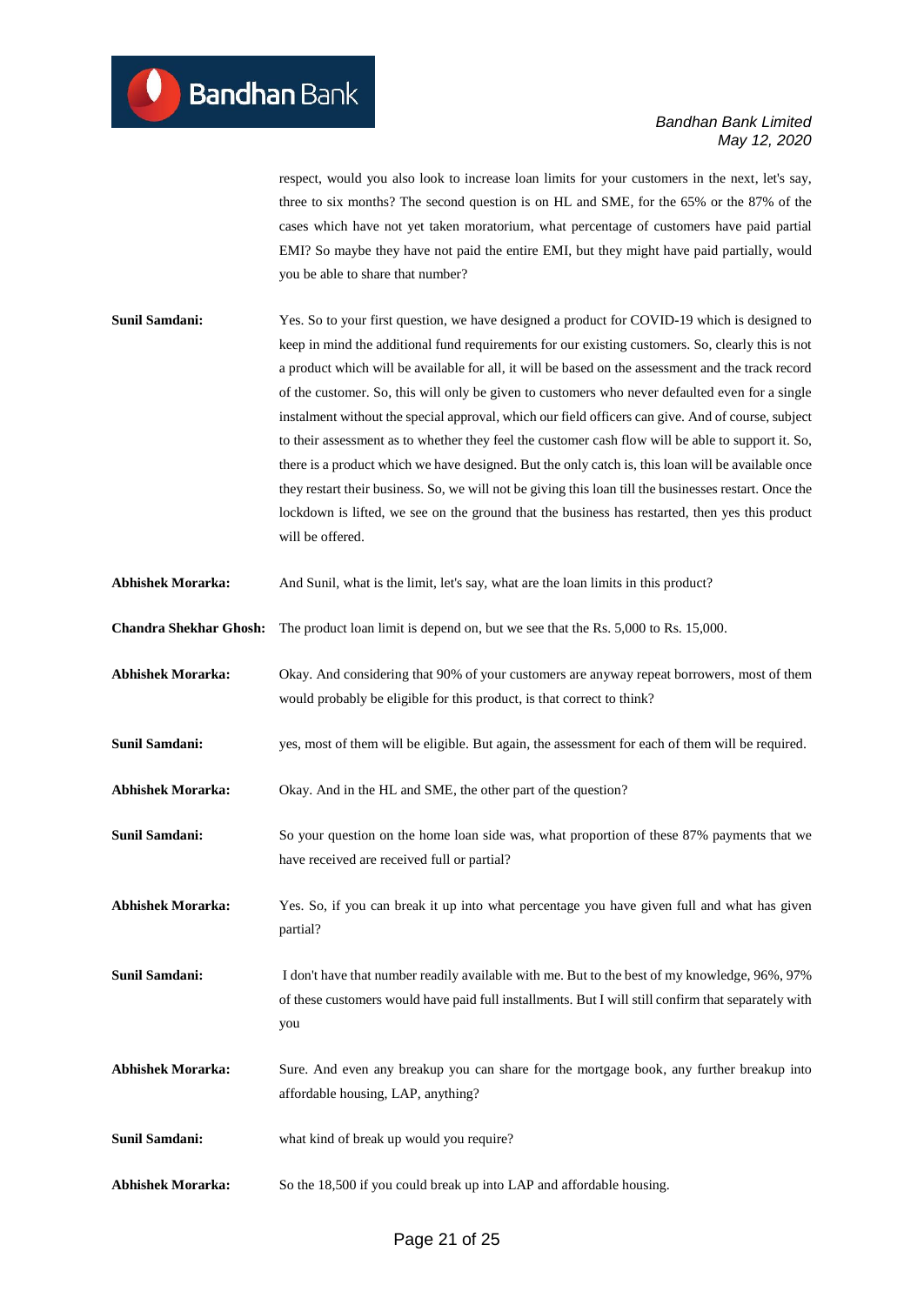respect, would you also look to increase loan limits for your customers in the next, let's say, three to six months? The second question is on HL and SME, for the 65% or the 87% of the cases which have not yet taken moratorium, what percentage of customers have paid partial EMI? So maybe they have not paid the entire EMI, but they might have paid partially, would you be able to share that number?

**Sunil Samdani:** Yes. So to your first question, we have designed a product for COVID-19 which is designed to keep in mind the additional fund requirements for our existing customers. So, clearly this is not a product which will be available for all, it will be based on the assessment and the track record of the customer. So, this will only be given to customers who never defaulted even for a single instalment without the special approval, which our field officers can give. And of course, subject to their assessment as to whether they feel the customer cash flow will be able to support it. So, there is a product which we have designed. But the only catch is, this loan will be available once they restart their business. So, we will not be giving this loan till the businesses restart. Once the lockdown is lifted, we see on the ground that the business has restarted, then yes this product will be offered.

**Abhishek Morarka:** And Sunil, what is the limit, let's say, what are the loan limits in this product?

**Chandra Shekhar Ghosh:** The product loan limit is depend on, but we see that the Rs. 5,000 to Rs. 15,000.

**Abhishek Morarka:** Okay. And considering that 90% of your customers are anyway repeat borrowers, most of them would probably be eligible for this product, is that correct to think?

**Sunil Samdani:** yes, most of them will be eligible. But again, the assessment for each of them will be required.

**Abhishek Morarka:** Okay. And in the HL and SME, the other part of the question?

**Sunil Samdani:** So your question on the home loan side was, what proportion of these 87% payments that we have received are received full or partial?

**Abhishek Morarka:** Yes. So, if you can break it up into what percentage you have given full and what has given partial?

**Sunil Samdani:** I don't have that number readily available with me. But to the best of my knowledge, 96%, 97% of these customers would have paid full installments. But I will still confirm that separately with you

**Abhishek Morarka:** Sure. And even any breakup you can share for the mortgage book, any further breakup into affordable housing, LAP, anything?

**Sunil Samdani:** what kind of break up would you require?

**Abhishek Morarka:** So the 18,500 if you could break up into LAP and affordable housing.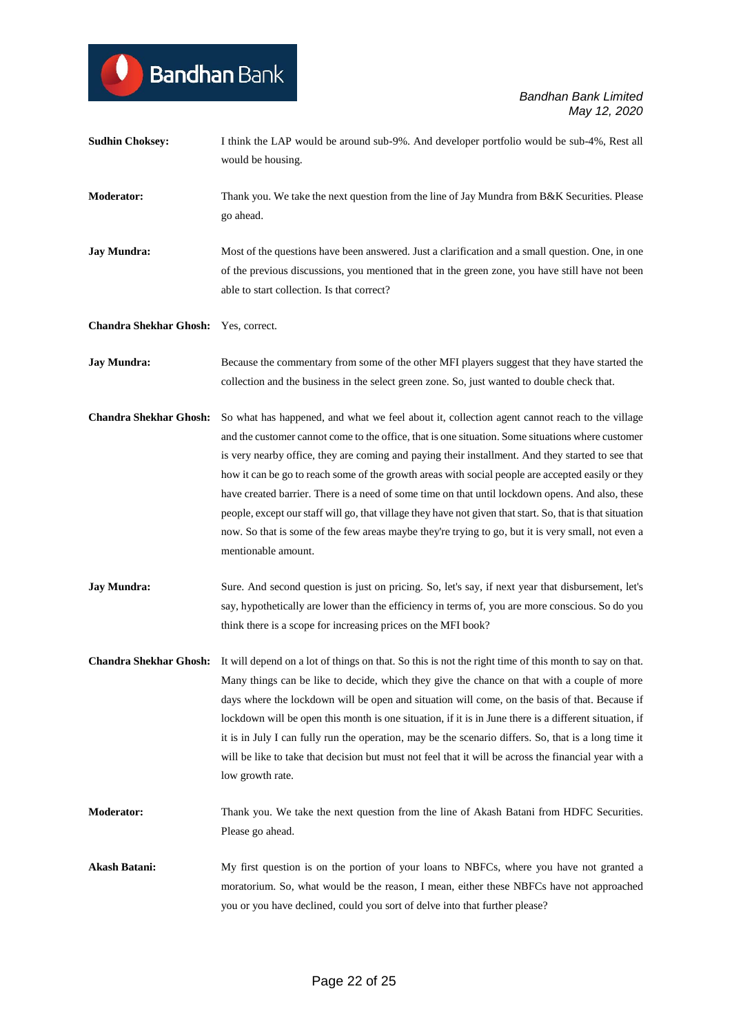**Sudhin Choksey:** I think the LAP would be around sub-9%. And developer portfolio would be sub-4%, Rest all would be housing.

**Moderator:** Thank you. We take the next question from the line of Jay Mundra from B&K Securities. Please go ahead.

**Jay Mundra:** Most of the questions have been answered. Just a clarification and a small question. One, in one of the previous discussions, you mentioned that in the green zone, you have still have not been able to start collection. Is that correct?

**Chandra Shekhar Ghosh:** Yes, correct.

**Jay Mundra:** Because the commentary from some of the other MFI players suggest that they have started the collection and the business in the select green zone. So, just wanted to double check that.

**Chandra Shekhar Ghosh:** So what has happened, and what we feel about it, collection agent cannot reach to the village and the customer cannot come to the office, that is one situation. Some situations where customer is very nearby office, they are coming and paying their installment. And they started to see that how it can be go to reach some of the growth areas with social people are accepted easily or they have created barrier. There is a need of some time on that until lockdown opens. And also, these people, except our staff will go, that village they have not given that start. So, that is that situation now. So that is some of the few areas maybe they're trying to go, but it is very small, not even a mentionable amount.

**Jay Mundra:** Sure. And second question is just on pricing. So, let's say, if next year that disbursement, let's say, hypothetically are lower than the efficiency in terms of, you are more conscious. So do you think there is a scope for increasing prices on the MFI book?

**Chandra Shekhar Ghosh:** It will depend on a lot of things on that. So this is not the right time of this month to say on that. Many things can be like to decide, which they give the chance on that with a couple of more days where the lockdown will be open and situation will come, on the basis of that. Because if lockdown will be open this month is one situation, if it is in June there is a different situation, if it is in July I can fully run the operation, may be the scenario differs. So, that is a long time it will be like to take that decision but must not feel that it will be across the financial year with a low growth rate.

**Moderator:** Thank you. We take the next question from the line of Akash Batani from HDFC Securities. Please go ahead.

**Akash Batani:** My first question is on the portion of your loans to NBFCs, where you have not granted a moratorium. So, what would be the reason, I mean, either these NBFCs have not approached you or you have declined, could you sort of delve into that further please?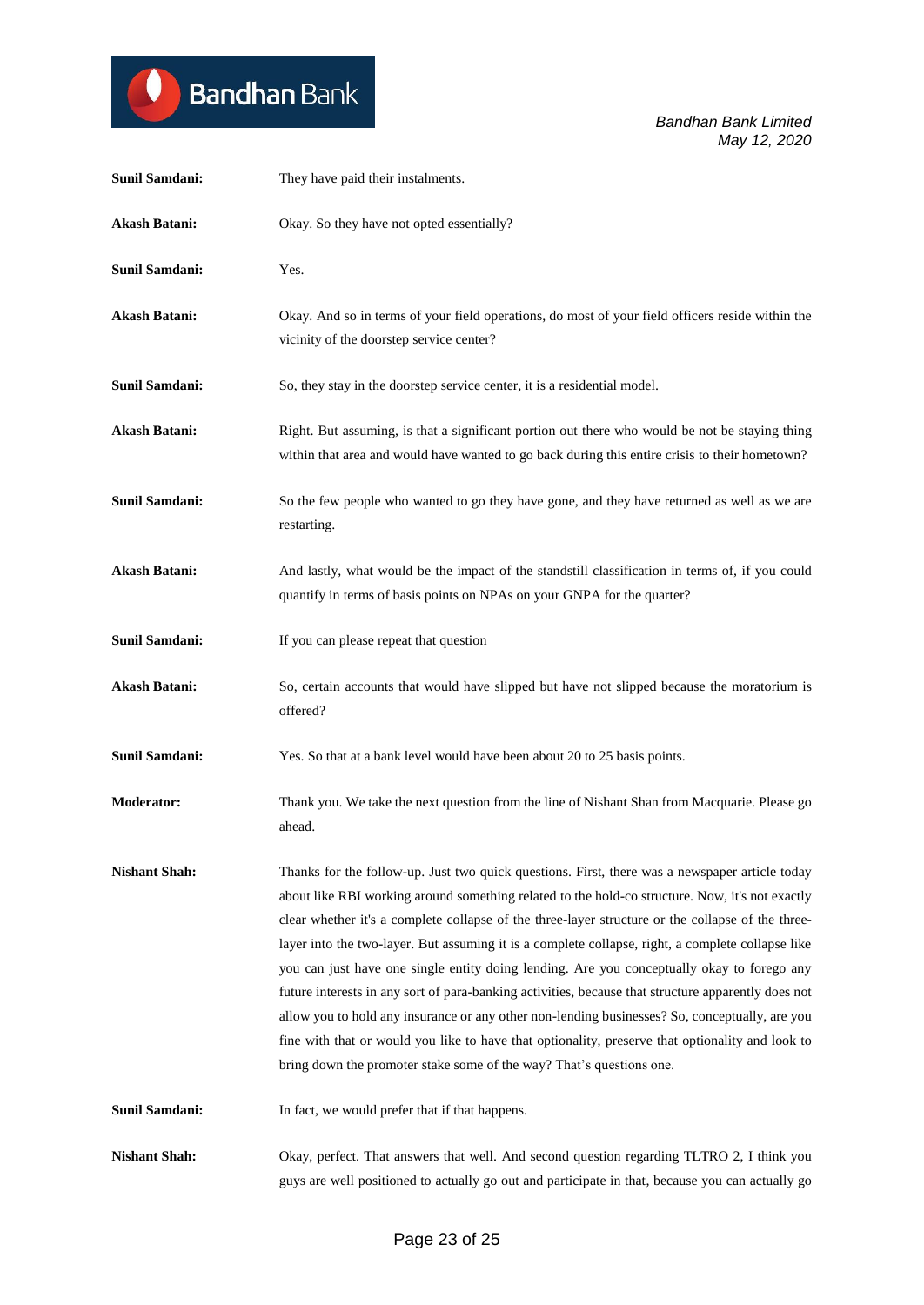**Sunil Samdani:** They have paid their instalments.

**Akash Batani:** Okay. So they have not opted essentially?

**Sunil Samdani:** Yes.

**Akash Batani:** Okay. And so in terms of your field operations, do most of your field officers reside within the vicinity of the doorstep service center?

**Sunil Samdani:** So, they stay in the doorstep service center, it is a residential model.

**Akash Batani:** Right. But assuming, is that a significant portion out there who would be not be staying thing within that area and would have wanted to go back during this entire crisis to their hometown?

**Sunil Samdani:** So the few people who wanted to go they have gone, and they have returned as well as we are restarting.

**Akash Batani:** And lastly, what would be the impact of the standstill classification in terms of, if you could quantify in terms of basis points on NPAs on your GNPA for the quarter?

**Sunil Samdani:** If you can please repeat that question

**Akash Batani:** So, certain accounts that would have slipped but have not slipped because the moratorium is offered?

**Sunil Samdani:** Yes. So that at a bank level would have been about 20 to 25 basis points.

**Moderator:** Thank you. We take the next question from the line of Nishant Shan from Macquarie. Please go ahead.

**Nishant Shah:** Thanks for the follow-up. Just two quick questions. First, there was a newspaper article today about like RBI working around something related to the hold-co structure. Now, it's not exactly clear whether it's a complete collapse of the three-layer structure or the collapse of the three-layer into the two-layer. But assuming it is a complete collapse, right, a complete collapse like you can just have one single entity doing lending. Are you conceptually okay to forego any future interests in any sort of para-banking activities, because that structure apparently does not allow you to hold any insurance or any other non-lending businesses? So, conceptually, are you fine with that or would you like to have that optionality, preserve that optionality and look to bring down the promoter stake some of the way? That's questions one.

**Sunil Samdani:** In fact, we would prefer that if that happens.

**Nishant Shah:** Okay, perfect. That answers that well. And second question regarding TLTRO 2, I think you guys are well positioned to actually go out and participate in that, because you can actually go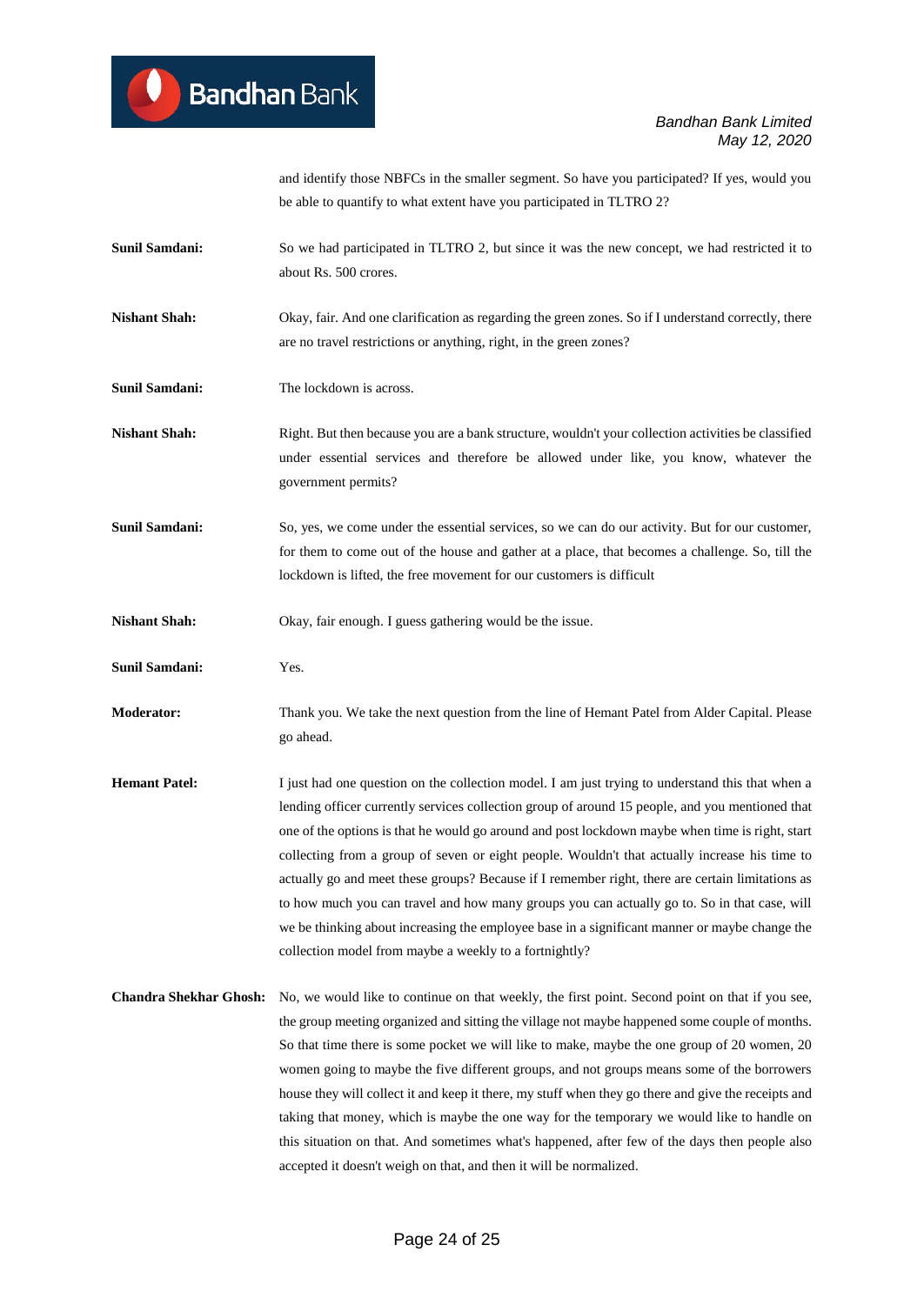and identify those NBFCs in the smaller segment. So have you participated? If yes, would you be able to quantify to what extent have you participated in TLTRO 2?

**Sunil Samdani:** So we had participated in TLTRO 2, but since it was the new concept, we had restricted it to about Rs. 500 crores.

**Nishant Shah:** Okay, fair. And one clarification as regarding the green zones. So if I understand correctly, there are no travel restrictions or anything, right, in the green zones?

**Sunil Samdani:** The lockdown is across.

**Nishant Shah:** Right. But then because you are a bank structure, wouldn't your collection activities be classified under essential services and therefore be allowed under like, you know, whatever the government permits?

**Sunil Samdani:** So, yes, we come under the essential services, so we can do our activity. But for our customer, for them to come out of the house and gather at a place, that becomes a challenge. So, till the lockdown is lifted, the free movement for our customers is difficult

**Nishant Shah:** Okay, fair enough. I guess gathering would be the issue.

**Sunil Samdani:** Yes.

**Moderator:** Thank you. We take the next question from the line of Hemant Patel from Alder Capital. Please go ahead.

**Hemant Patel:** I just had one question on the collection model. I am just trying to understand this that when a lending officer currently services collection group of around 15 people, and you mentioned that one of the options is that he would go around and post lockdown maybe when time is right, start collecting from a group of seven or eight people. Wouldn't that actually increase his time to actually go and meet these groups? Because if I remember right, there are certain limitations as to how much you can travel and how many groups you can actually go to. So in that case, will we be thinking about increasing the employee base in a significant manner or maybe change the collection model from maybe a weekly to a fortnightly?

**Chandra Shekhar Ghosh:** No, we would like to continue on that weekly, the first point. Second point on that if you see, the group meeting organized and sitting the village not maybe happened some couple of months. So that time there is some pocket we will like to make, maybe the one group of 20 women, 20 women going to maybe the five different groups, and not groups means some of the borrowers house they will collect it and keep it there, my stuff when they go there and give the receipts and taking that money, which is maybe the one way for the temporary we would like to handle on this situation on that. And sometimes what's happened, after few of the days then people also accepted it doesn't weigh on that, and then it will be normalized.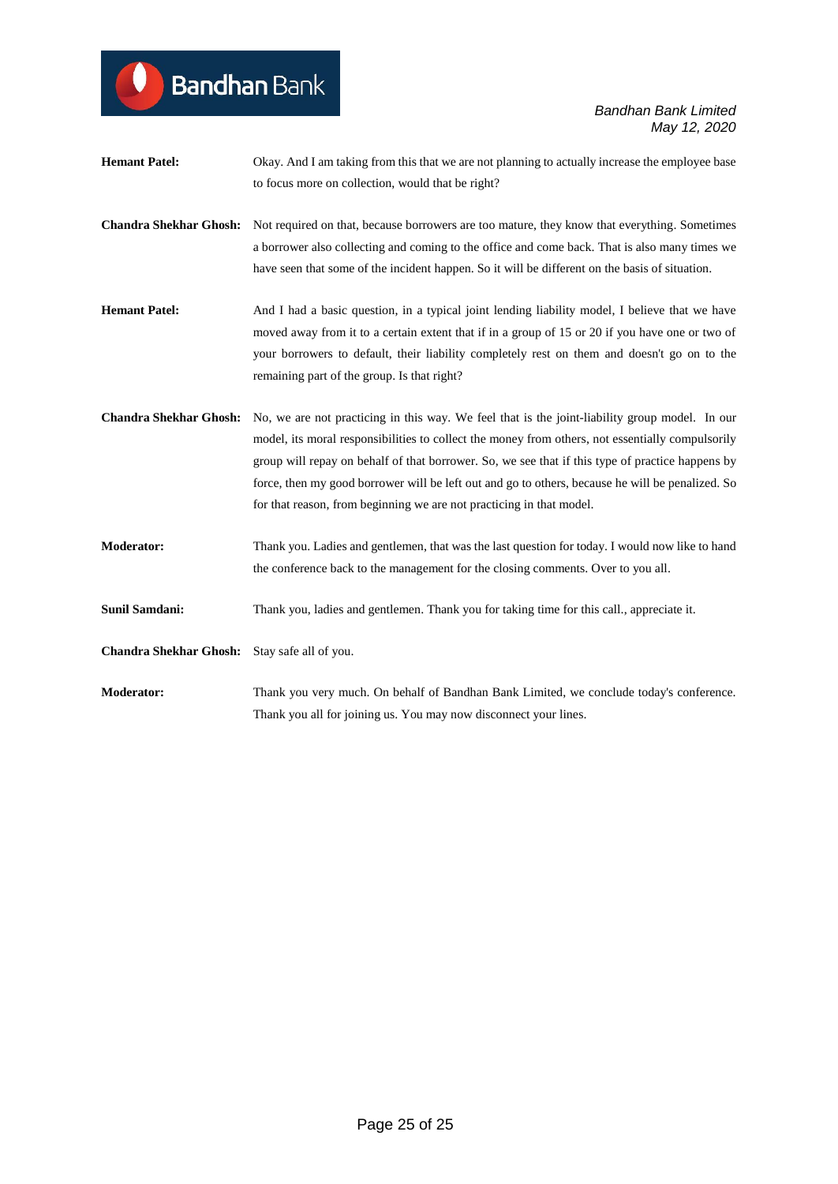**Hemant Patel:** Okay. And I am taking from this that we are not planning to actually increase the employee base to focus more on collection, would that be right?

**Chandra Shekhar Ghosh:** Not required on that, because borrowers are too mature, they know that everything. Sometimes a borrower also collecting and coming to the office and come back. That is also many times we have seen that some of the incident happen. So it will be different on the basis of situation.

**Hemant Patel:** And I had a basic question, in a typical joint lending liability model, I believe that we have moved away from it to a certain extent that if in a group of 15 or 20 if you have one or two of your borrowers to default, their liability completely rest on them and doesn't go on to the remaining part of the group. Is that right?

**Chandra Shekhar Ghosh:** No, we are not practicing in this way. We feel that is the joint-liability group model. In our model, its moral responsibilities to collect the money from others, not essentially compulsorily group will repay on behalf of that borrower. So, we see that if this type of practice happens by force, then my good borrower will be left out and go to others, because he will be penalized. So for that reason, from beginning we are not practicing in that model.

**Moderator:** Thank you. Ladies and gentlemen, that was the last question for today. I would now like to hand the conference back to the management for the closing comments. Over to you all.

**Sunil Samdani:** Thank you, ladies and gentlemen. Thank you for taking time for this call., appreciate it.

**Chandra Shekhar Ghosh:** Stay safe all of you.

**Moderator:** Thank you very much. On behalf of Bandhan Bank Limited, we conclude today's conference. Thank you all for joining us. You may now disconnect your lines.